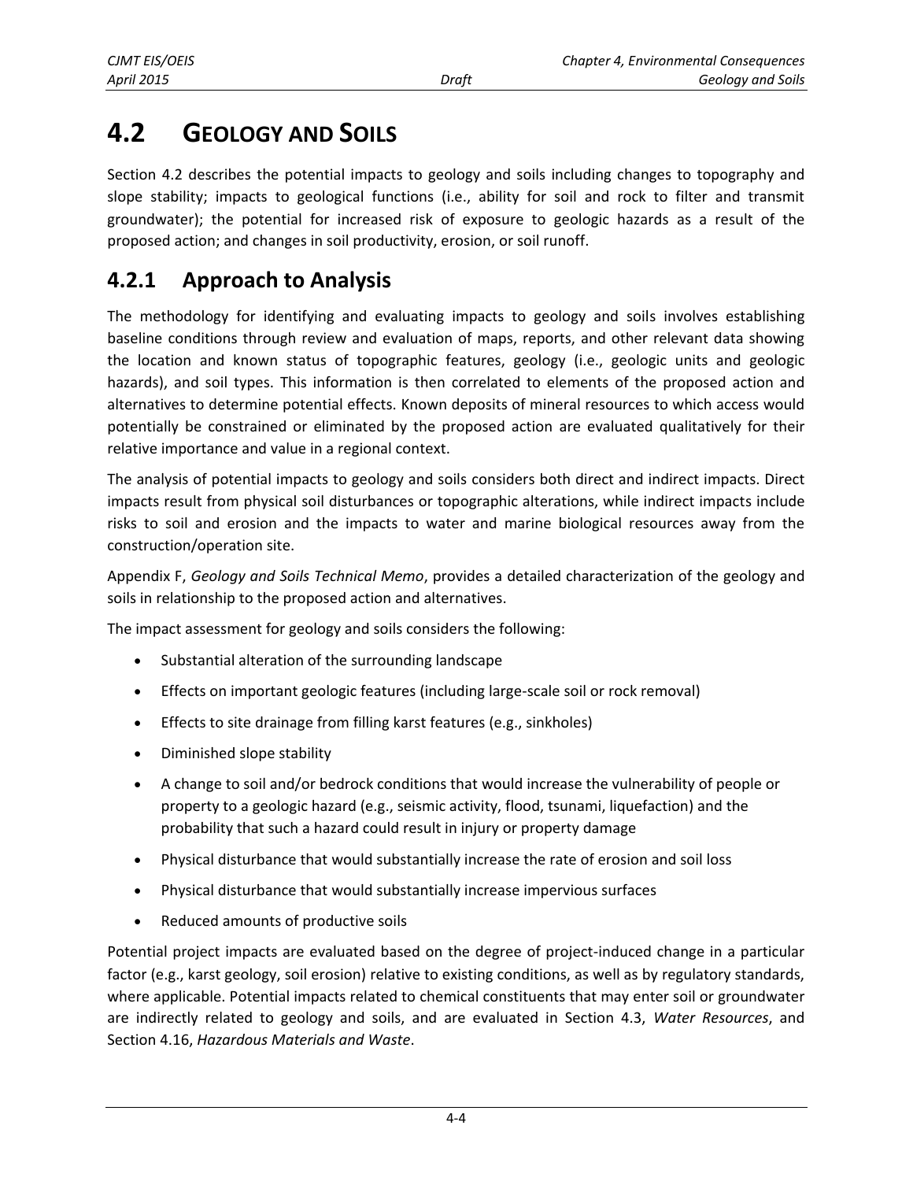# 4.2 GEOLOGY AND SOILS

Section 4.2 describes the potential impacts to geology and soils including changes to topography and slope stability; impacts to geological functions (i.e., ability for soil and rock to filter and transmit groundwater); the potential for increased risk of exposure to geologic hazards as a result of the proposed action; and changes in soil productivity, erosion, or soil runoff.

## 4.2.1 Approach to Analysis

The methodology for identifying and evaluating impacts to geology and soils involves establishing baseline conditions through review and evaluation of maps, reports, and other relevant data showing the location and known status of topographic features, geology (i.e., geologic units and geologic hazards), and soil types. This information is then correlated to elements of the proposed action and alternatives to determine potential effects. Known deposits of mineral resources to which access would potentially be constrained or eliminated by the proposed action are evaluated qualitatively for their relative importance and value in a regional context.

The analysis of potential impacts to geology and soils considers both direct and indirect impacts. Direct impacts result from physical soil disturbances or topographic alterations, while indirect impacts include risks to soil and erosion and the impacts to water and marine biological resources away from the construction/operation site.

Appendix F, *Geology and Soils Technical Memo*, provides a detailed characterization of the geology and soils in relationship to the proposed action and alternatives.

The impact assessment for geology and soils considers the following:

- Substantial alteration of the surrounding landscape
- Effects on important geologic features (including large-scale soil or rock removal)
- Effects to site drainage from filling karst features (e.g., sinkholes)
- Diminished slope stability
- A change to soil and/or bedrock conditions that would increase the vulnerability of people or property to a geologic hazard (e.g., seismic activity, flood, tsunami, liquefaction) and the probability that such a hazard could result in injury or property damage
- Physical disturbance that would substantially increase the rate of erosion and soil loss
- Physical disturbance that would substantially increase impervious surfaces
- Reduced amounts of productive soils

Potential project impacts are evaluated based on the degree of project-induced change in a particular factor (e.g., karst geology, soil erosion) relative to existing conditions, as well as by regulatory standards, where applicable. Potential impacts related to chemical constituents that may enter soil or groundwater are indirectly related to geology and soils, and are evaluated in Section 4.3, *Water Resources*, and Section 4.16, *Hazardous Materials and Waste*.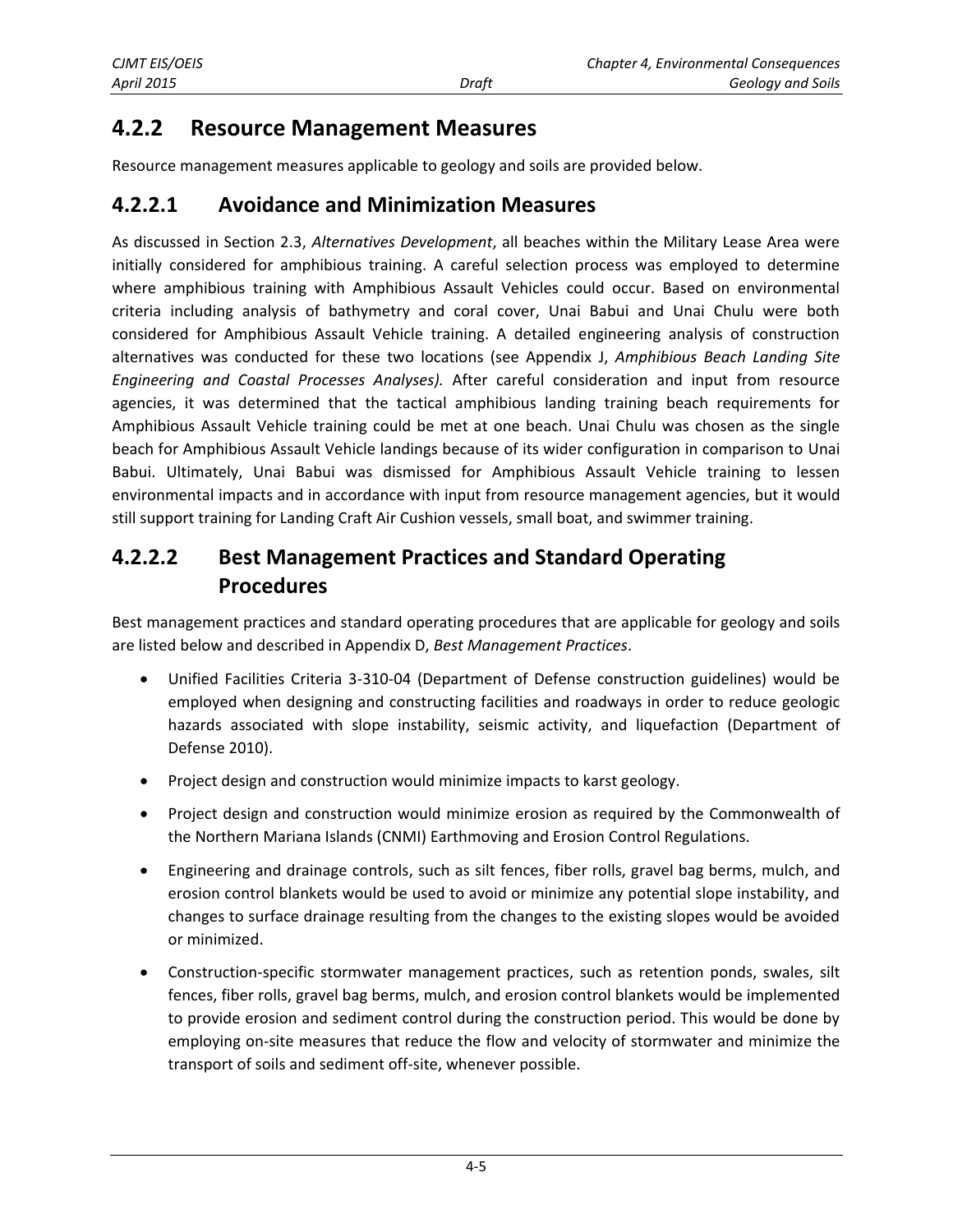## 4.2.2 Resource Management Measures

Resource management measures applicable to geology and soils are provided below.

### 4.2.2.1 Avoidance and Minimization Measures

As discussed in Section 2.3, *Alternatives Development*, all beaches within the Military Lease Area were initially considered for amphibious training. A careful selection process was employed to determine where amphibious training with Amphibious Assault Vehicles could occur. Based on environmental criteria including analysis of bathymetry and coral cover, Unai Babui and Unai Chulu were both considered for Amphibious Assault Vehicle training. A detailed engineering analysis of construction alternatives was conducted for these two locations (see Appendix J, *Amphibious Beach Landing Site Engineering and Coastal Processes Analyses).* After careful consideration and input from resource agencies, it was determined that the tactical amphibious landing training beach requirements for Amphibious Assault Vehicle training could be met at one beach. Unai Chulu was chosen as the single beach for Amphibious Assault Vehicle landings because of its wider configuration in comparison to Unai Babui. Ultimately, Unai Babui was dismissed for Amphibious Assault Vehicle training to lessen environmental impacts and in accordance with input from resource management agencies, but it would still support training for Landing Craft Air Cushion vessels, small boat, and swimmer training.

### 4.2.2.2 Best Management Practices and Standard Operating Procedures

Best management practices and standard operating procedures that are applicable for geology and soils are listed below and described in Appendix D, *Best Management Practices*.

- Unified Facilities Criteria 3-310-04 (Department of Defense construction guidelines) would be employed when designing and constructing facilities and roadways in order to reduce geologic hazards associated with slope instability, seismic activity, and liquefaction (Department of Defense 2010).
- Project design and construction would minimize impacts to karst geology.
- Project design and construction would minimize erosion as required by the Commonwealth of the Northern Mariana Islands (CNMI) Earthmoving and Erosion Control Regulations.
- Engineering and drainage controls, such as silt fences, fiber rolls, gravel bag berms, mulch, and erosion control blankets would be used to avoid or minimize any potential slope instability, and changes to surface drainage resulting from the changes to the existing slopes would be avoided or minimized.
- Construction-specific stormwater management practices, such as retention ponds, swales, silt fences, fiber rolls, gravel bag berms, mulch, and erosion control blankets would be implemented to provide erosion and sediment control during the construction period. This would be done by employing on-site measures that reduce the flow and velocity of stormwater and minimize the transport of soils and sediment off-site, whenever possible.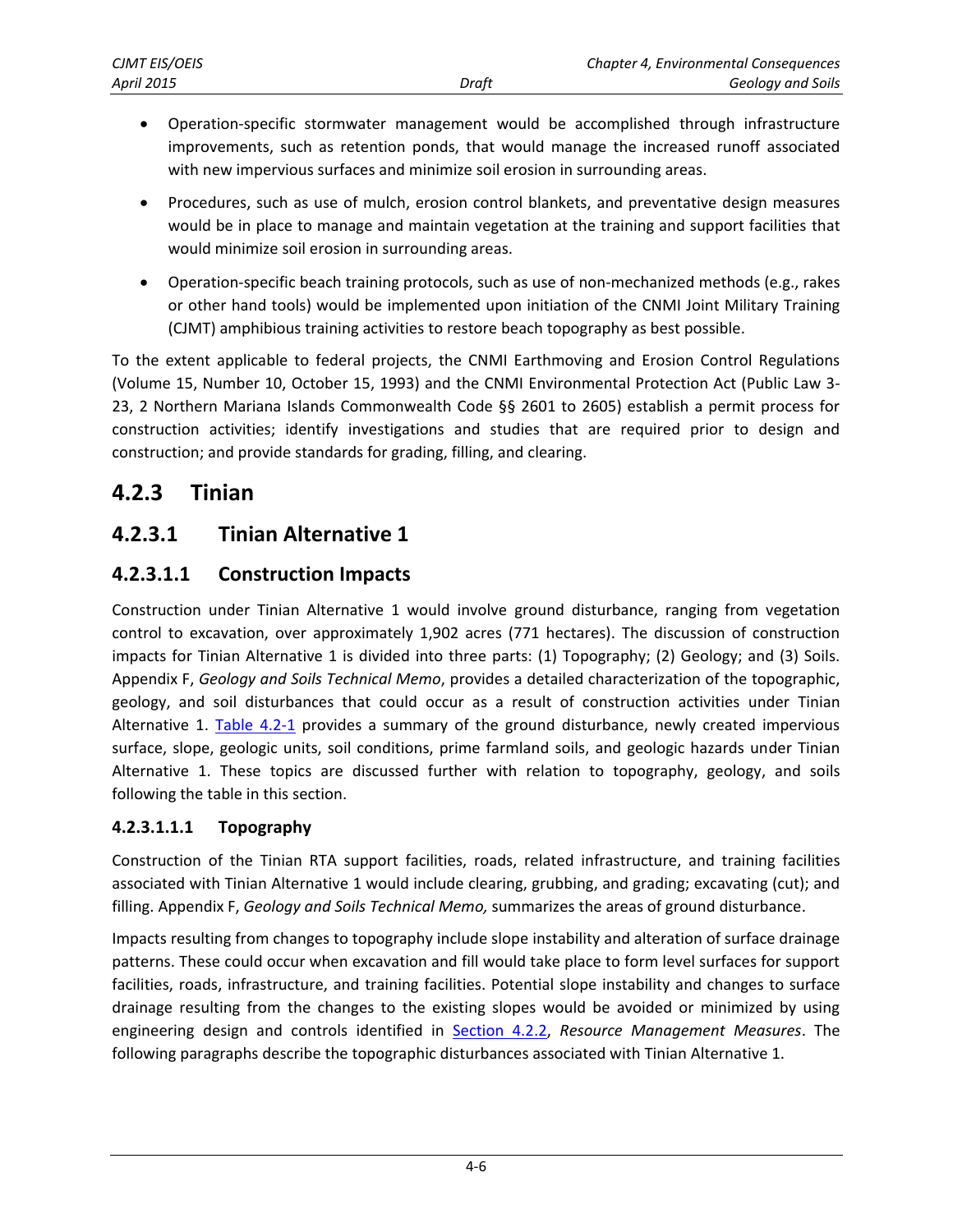- Operation-specific stormwater management would be accomplished through infrastructure improvements, such as retention ponds, that would manage the increased runoff associated with new impervious surfaces and minimize soil erosion in surrounding areas.
- Procedures, such as use of mulch, erosion control blankets, and preventative design measures would be in place to manage and maintain vegetation at the training and support facilities that would minimize soil erosion in surrounding areas.
- Operation-specific beach training protocols, such as use of non-mechanized methods (e.g., rakes or other hand tools) would be implemented upon initiation of the CNMI Joint Military Training (CJMT) amphibious training activities to restore beach topography as best possible.

To the extent applicable to federal projects, the CNMI Earthmoving and Erosion Control Regulations (Volume 15, Number 10, October 15, 1993) and the CNMI Environmental Protection Act (Public Law 3-23, 2 Northern Mariana Islands Commonwealth Code §§ 2601 to 2605) establish a permit process for construction activities; identify investigations and studies that are required prior to design and construction; and provide standards for grading, filling, and clearing.

## 4.2.3 Tinian

## 4.2.3.1 Tinian Alternative 1

### 4.2.3.1.1 Construction Impacts

Construction under Tinian Alternative 1 would involve ground disturbance, ranging from vegetation control to excavation, over approximately 1,902 acres (771 hectares). The discussion of construction impacts for Tinian Alternative 1 is divided into three parts: (1) Topography; (2) Geology; and (3) Soils. Appendix F, *Geology and Soils Technical Memo*, provides a detailed characterization of the topographic, geology, and soil disturbances that could occur as a result of construction activities under Tinian Alternative 1. Table 4.2-1 provides a summary of the ground disturbance, newly created impervious surface, slope, geologic units, soil conditions, prime farmland soils, and geologic hazards under Tinian Alternative 1. These topics are discussed further with relation to topography, geology, and soils following the table in this section.

#### 4.2.3.1.1.1 Topography

Construction of the Tinian RTA support facilities, roads, related infrastructure, and training facilities associated with Tinian Alternative 1 would include clearing, grubbing, and grading; excavating (cut); and filling. Appendix F, *Geology and Soils Technical Memo,* summarizes the areas of ground disturbance.

Impacts resulting from changes to topography include slope instability and alteration of surface drainage patterns. These could occur when excavation and fill would take place to form level surfaces for support facilities, roads, infrastructure, and training facilities. Potential slope instability and changes to surface drainage resulting from the changes to the existing slopes would be avoided or minimized by using engineering design and controls identified in Section 4.2.2, *Resource Management Measures*. The following paragraphs describe the topographic disturbances associated with Tinian Alternative 1.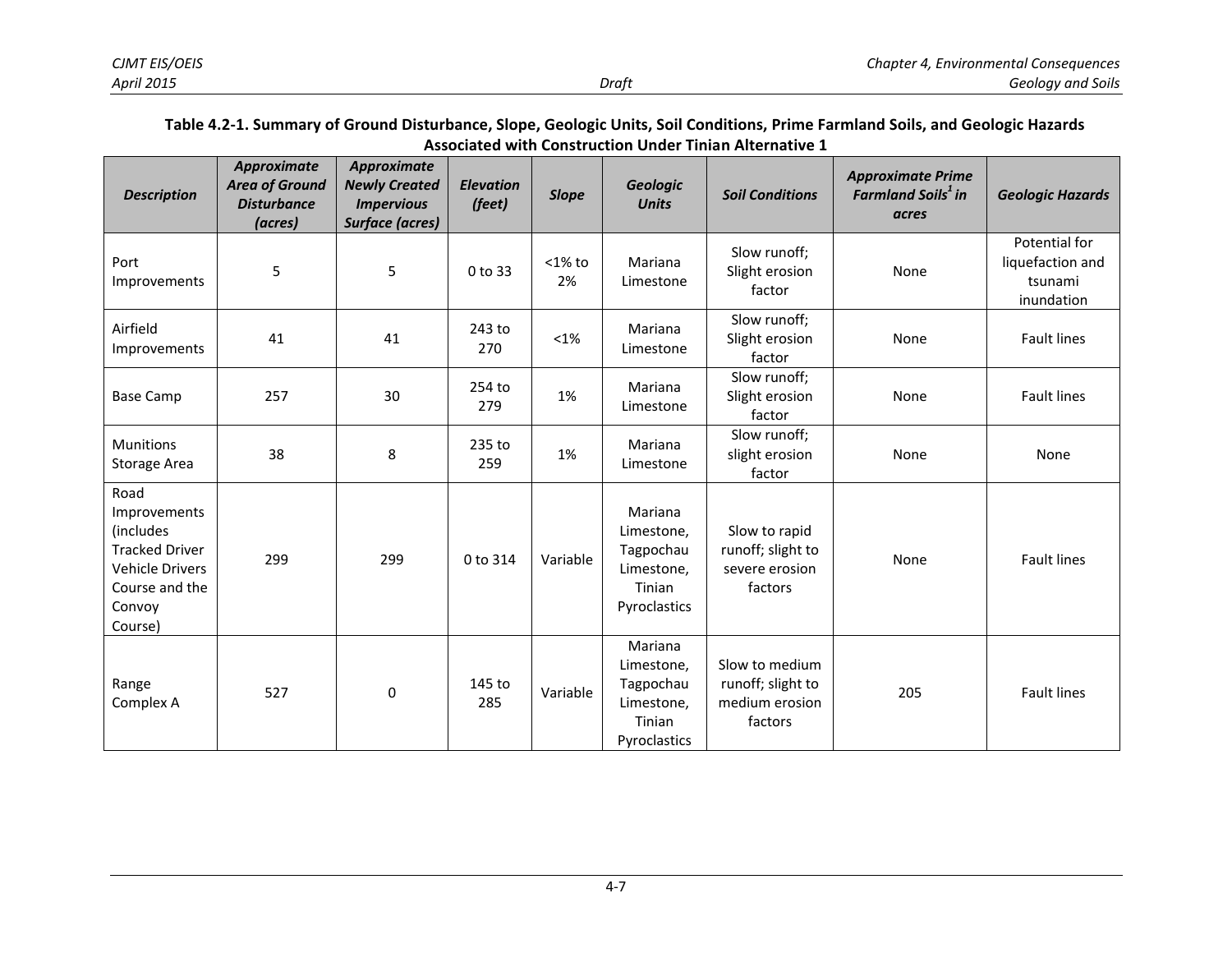**Table 4.2-1. Summary of Ground Disturbance, Slope, Geologic Units, Soil Conditions, Prime Farmland Soils, and Geologic Hazards Associated with Construction Under Tinian Alternative 1**

| *Description* | *Approximate Area of Ground Disturbance (acres)* | *Approximate Newly Created Impervious Surface (acres)* | *Elevation (feet)* | *Slope* | *Geologic Units* | *Soil Conditions* | *Approximate Prime Farmland Soils[1] in acres* | *Geologic Hazards* |
|---|---|---|---|---|---|---|---|---|
| Port Improvements | 5 | 5 | 0 to 33 | <1% to 2% | Mariana Limestone | Slow runoff; Slight erosion factor | None | Potential for liquefaction and tsunami inundation |
| Airfield Improvements | 41 | 41 | 243 to 270 | <1% | Mariana Limestone | Slow runoff; Slight erosion factor | None | Fault lines |
| Base Camp | 257 | 30 | 254 to 279 | 1% | Mariana Limestone | Slow runoff; Slight erosion factor | None | Fault lines |
| Munitions Storage Area | 38 | 8 | 235 to 259 | 1% | Mariana Limestone | Slow runoff; slight erosion factor | None | None |
| Road Improvements (includes Tracked Driver Vehicle Drivers Course and the Convoy Course) | 299 | 299 | 0 to 314 | Variable | Mariana Limestone, Tagpochau Limestone, Tinian Pyroclastics | Slow to rapid runoff; slight to severe erosion factors | None | Fault lines |
| Range Complex A | 527 | 0 | 145 to 285 | Variable | Mariana Limestone, Tagpochau Limestone, Tinian Pyroclastics | Slow to medium runoff; slight to medium erosion factors | 205 | Fault lines |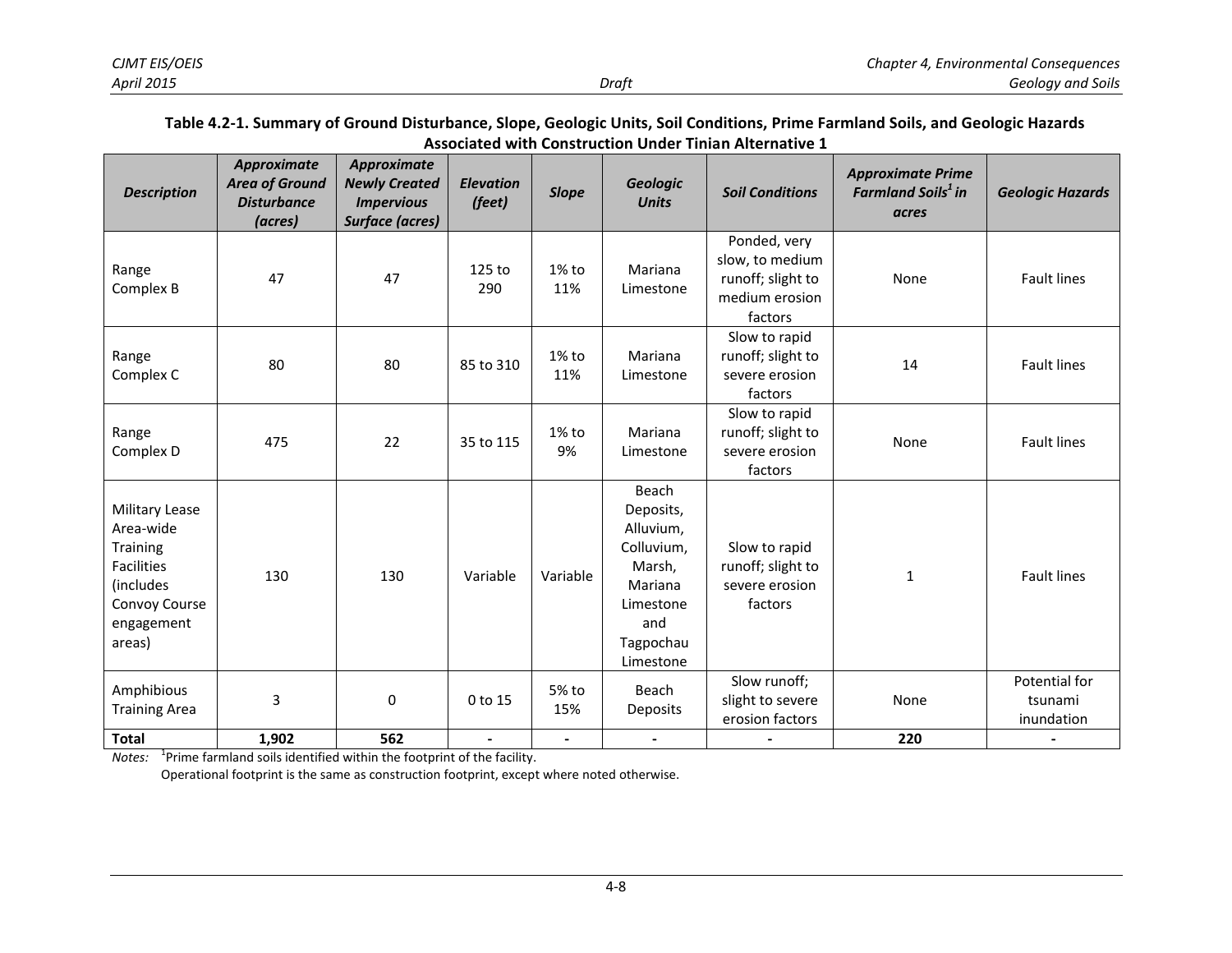**Table 4.2-1. Summary of Ground Disturbance, Slope, Geologic Units, Soil Conditions, Prime Farmland Soils, and Geologic Hazards Associated with Construction Under Tinian Alternative 1**

| *Description* | *Approximate Area of Ground Disturbance (acres)* | *Approximate Newly Created Impervious Surface (acres)* | *Elevation (feet)* | *Slope* | *Geologic Units* | *Soil Conditions* | *Approximate Prime Farmland Soils[1] in acres* | *Geologic Hazards* |
|---|---|---|---|---|---|---|---|---|
| Range Complex B | 47 | 47 | 125 to 290 | 1% to 11% | Mariana Limestone | Ponded, very slow, to medium runoff; slight to medium erosion factors | None | Fault lines |
| Range Complex C | 80 | 80 | 85 to 310 | 1% to 11% | Mariana Limestone | Slow to rapid runoff; slight to severe erosion factors | 14 | Fault lines |
| Range Complex D | 475 | 22 | 35 to 115 | 1% to 9% | Mariana Limestone | Slow to rapid runoff; slight to severe erosion factors | None | Fault lines |
| Military Lease Area-wide Training Facilities (includes Convoy Course engagement areas) | 130 | 130 | Variable | Variable | Beach Deposits, Alluvium, Colluvium, Marsh, Mariana Limestone and Tagpochau Limestone | Slow to rapid runoff; slight to severe erosion factors | 1 | Fault lines |
| Amphibious Training Area | 3 | 0 | 0 to 15 | 5% to 15% | Beach Deposits | Slow runoff; slight to severe erosion factors | None | Potential for tsunami inundation |
| **Total** | **1,902** | **562** | - | - | - | - | **220** | - |

*Notes:* [1]Prime farmland soils identified within the footprint of the facility.
Operational footprint is the same as construction footprint, except where noted otherwise.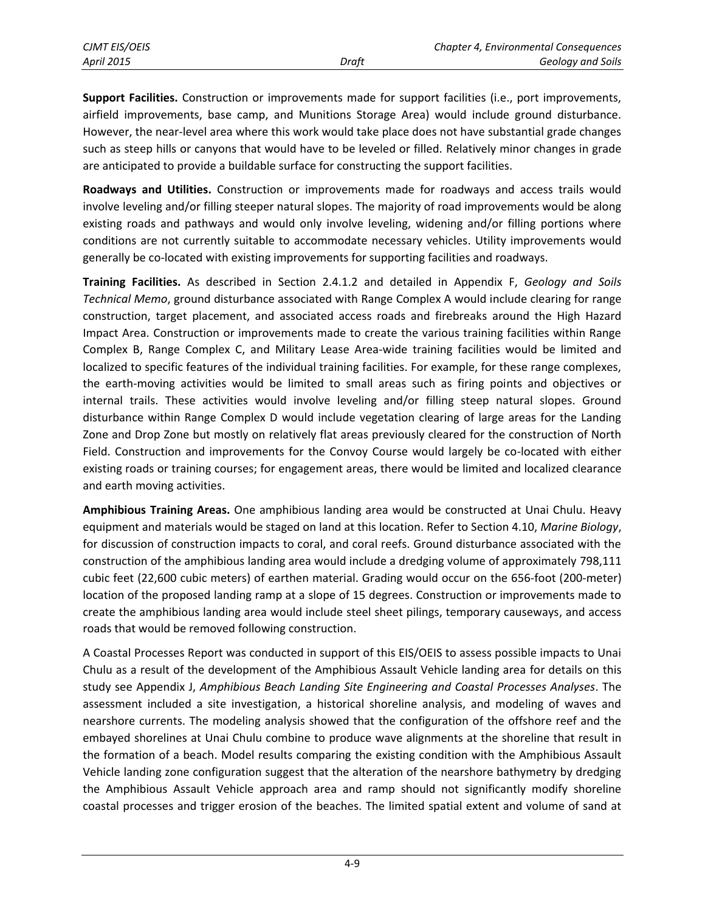**Support Facilities.** Construction or improvements made for support facilities (i.e., port improvements, airfield improvements, base camp, and Munitions Storage Area) would include ground disturbance. However, the near-level area where this work would take place does not have substantial grade changes such as steep hills or canyons that would have to be leveled or filled. Relatively minor changes in grade are anticipated to provide a buildable surface for constructing the support facilities.

**Roadways and Utilities.** Construction or improvements made for roadways and access trails would involve leveling and/or filling steeper natural slopes. The majority of road improvements would be along existing roads and pathways and would only involve leveling, widening and/or filling portions where conditions are not currently suitable to accommodate necessary vehicles. Utility improvements would generally be co-located with existing improvements for supporting facilities and roadways.

**Training Facilities.** As described in Section 2.4.1.2 and detailed in Appendix F, *Geology and Soils Technical Memo*, ground disturbance associated with Range Complex A would include clearing for range construction, target placement, and associated access roads and firebreaks around the High Hazard Impact Area. Construction or improvements made to create the various training facilities within Range Complex B, Range Complex C, and Military Lease Area-wide training facilities would be limited and localized to specific features of the individual training facilities. For example, for these range complexes, the earth-moving activities would be limited to small areas such as firing points and objectives or internal trails. These activities would involve leveling and/or filling steep natural slopes. Ground disturbance within Range Complex D would include vegetation clearing of large areas for the Landing Zone and Drop Zone but mostly on relatively flat areas previously cleared for the construction of North Field. Construction and improvements for the Convoy Course would largely be co-located with either existing roads or training courses; for engagement areas, there would be limited and localized clearance and earth moving activities.

**Amphibious Training Areas.** One amphibious landing area would be constructed at Unai Chulu. Heavy equipment and materials would be staged on land at this location. Refer to Section 4.10, *Marine Biology*, for discussion of construction impacts to coral, and coral reefs. Ground disturbance associated with the construction of the amphibious landing area would include a dredging volume of approximately 798,111 cubic feet (22,600 cubic meters) of earthen material. Grading would occur on the 656-foot (200-meter) location of the proposed landing ramp at a slope of 15 degrees. Construction or improvements made to create the amphibious landing area would include steel sheet pilings, temporary causeways, and access roads that would be removed following construction.

A Coastal Processes Report was conducted in support of this EIS/OEIS to assess possible impacts to Unai Chulu as a result of the development of the Amphibious Assault Vehicle landing area for details on this study see Appendix J, *Amphibious Beach Landing Site Engineering and Coastal Processes Analyses*. The assessment included a site investigation, a historical shoreline analysis, and modeling of waves and nearshore currents. The modeling analysis showed that the configuration of the offshore reef and the embayed shorelines at Unai Chulu combine to produce wave alignments at the shoreline that result in the formation of a beach. Model results comparing the existing condition with the Amphibious Assault Vehicle landing zone configuration suggest that the alteration of the nearshore bathymetry by dredging the Amphibious Assault Vehicle approach area and ramp should not significantly modify shoreline coastal processes and trigger erosion of the beaches. The limited spatial extent and volume of sand at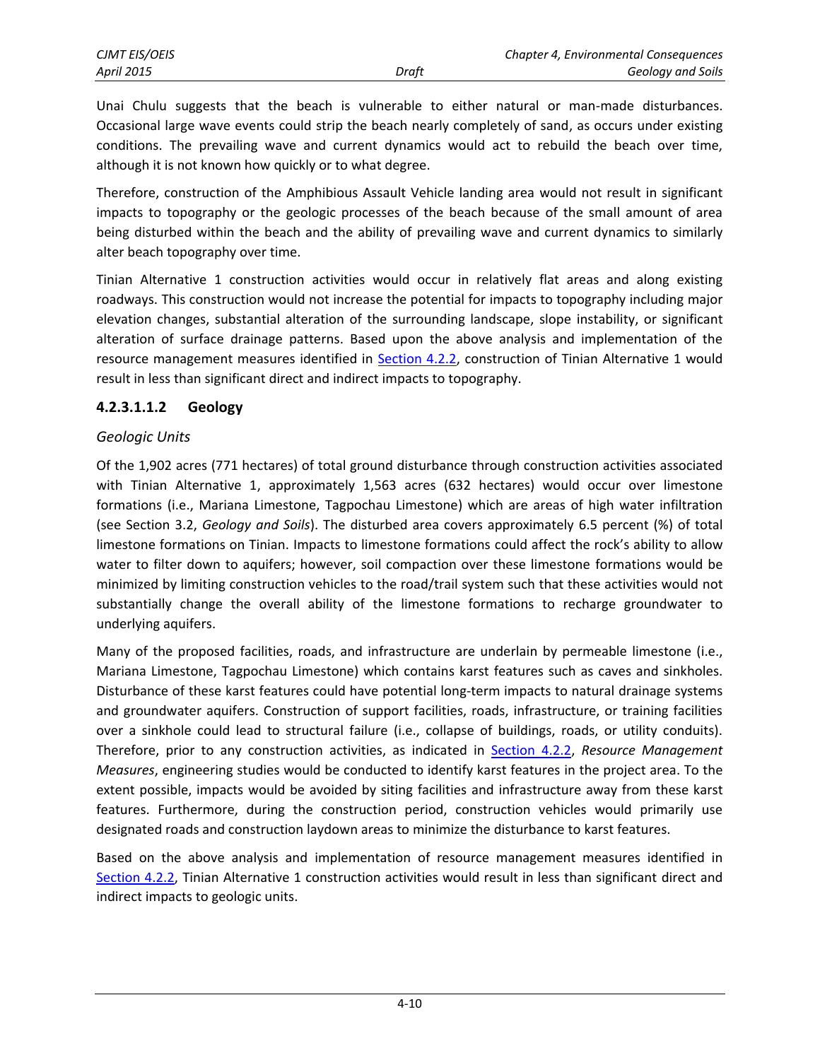Unai Chulu suggests that the beach is vulnerable to either natural or man-made disturbances. Occasional large wave events could strip the beach nearly completely of sand, as occurs under existing conditions. The prevailing wave and current dynamics would act to rebuild the beach over time, although it is not known how quickly or to what degree.

Therefore, construction of the Amphibious Assault Vehicle landing area would not result in significant impacts to topography or the geologic processes of the beach because of the small amount of area being disturbed within the beach and the ability of prevailing wave and current dynamics to similarly alter beach topography over time.

Tinian Alternative 1 construction activities would occur in relatively flat areas and along existing roadways. This construction would not increase the potential for impacts to topography including major elevation changes, substantial alteration of the surrounding landscape, slope instability, or significant alteration of surface drainage patterns. Based upon the above analysis and implementation of the resource management measures identified in Section 4.2.2, construction of Tinian Alternative 1 would result in less than significant direct and indirect impacts to topography.

#### 4.2.3.1.1.2 Geology

*Geologic Units*

Of the 1,902 acres (771 hectares) of total ground disturbance through construction activities associated with Tinian Alternative 1, approximately 1,563 acres (632 hectares) would occur over limestone formations (i.e., Mariana Limestone, Tagpochau Limestone) which are areas of high water infiltration (see Section 3.2, *Geology and Soils*). The disturbed area covers approximately 6.5 percent (%) of total limestone formations on Tinian. Impacts to limestone formations could affect the rock's ability to allow water to filter down to aquifers; however, soil compaction over these limestone formations would be minimized by limiting construction vehicles to the road/trail system such that these activities would not substantially change the overall ability of the limestone formations to recharge groundwater to underlying aquifers.

Many of the proposed facilities, roads, and infrastructure are underlain by permeable limestone (i.e., Mariana Limestone, Tagpochau Limestone) which contains karst features such as caves and sinkholes. Disturbance of these karst features could have potential long-term impacts to natural drainage systems and groundwater aquifers. Construction of support facilities, roads, infrastructure, or training facilities over a sinkhole could lead to structural failure (i.e., collapse of buildings, roads, or utility conduits). Therefore, prior to any construction activities, as indicated in Section 4.2.2, *Resource Management Measures*, engineering studies would be conducted to identify karst features in the project area. To the extent possible, impacts would be avoided by siting facilities and infrastructure away from these karst features. Furthermore, during the construction period, construction vehicles would primarily use designated roads and construction laydown areas to minimize the disturbance to karst features.

Based on the above analysis and implementation of resource management measures identified in Section 4.2.2, Tinian Alternative 1 construction activities would result in less than significant direct and indirect impacts to geologic units.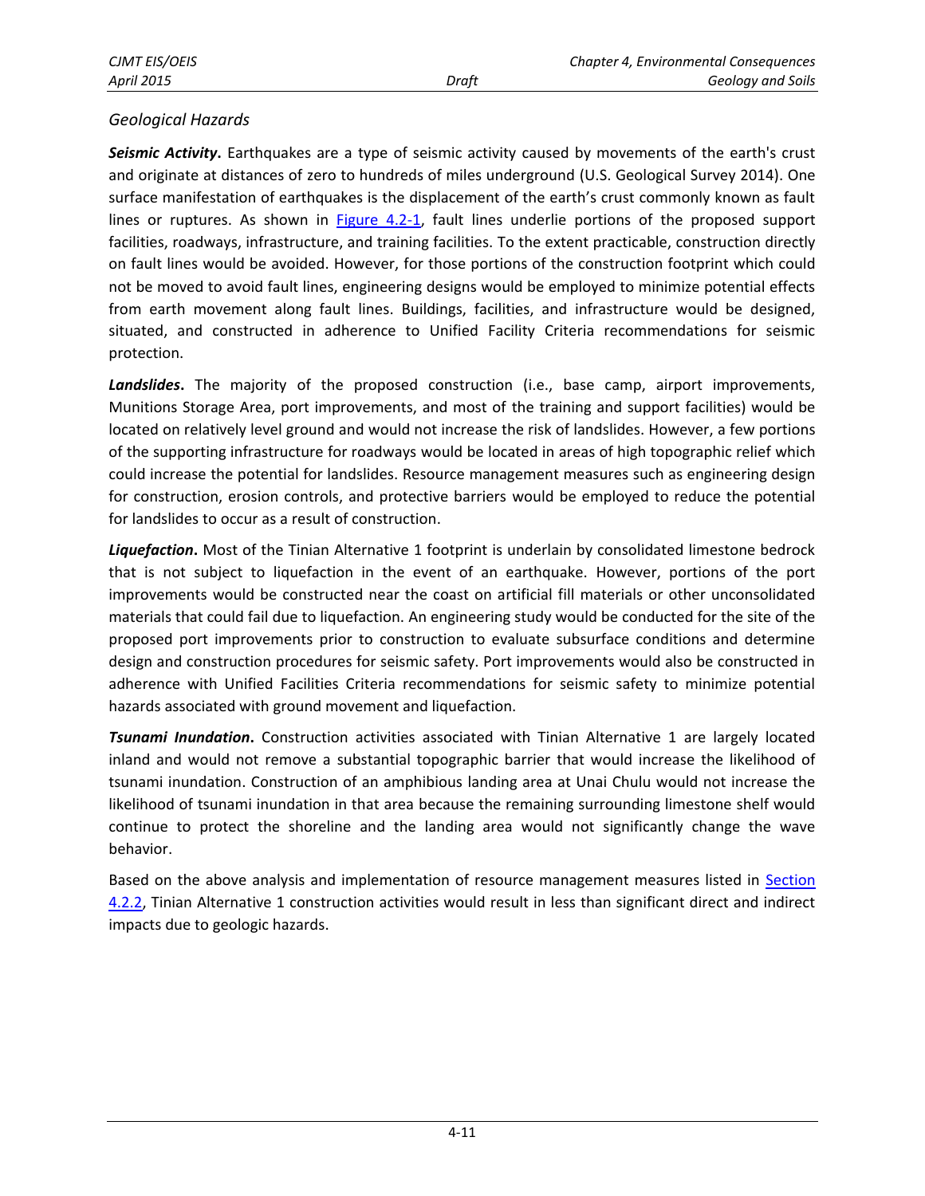### *Geological Hazards*

***Seismic Activity*.** Earthquakes are a type of seismic activity caused by movements of the earth's crust and originate at distances of zero to hundreds of miles underground (U.S. Geological Survey 2014). One surface manifestation of earthquakes is the displacement of the earth's crust commonly known as fault lines or ruptures. As shown in Figure 4.2-1, fault lines underlie portions of the proposed support facilities, roadways, infrastructure, and training facilities. To the extent practicable, construction directly on fault lines would be avoided. However, for those portions of the construction footprint which could not be moved to avoid fault lines, engineering designs would be employed to minimize potential effects from earth movement along fault lines. Buildings, facilities, and infrastructure would be designed, situated, and constructed in adherence to Unified Facility Criteria recommendations for seismic protection.

***Landslides*.** The majority of the proposed construction (i.e., base camp, airport improvements, Munitions Storage Area, port improvements, and most of the training and support facilities) would be located on relatively level ground and would not increase the risk of landslides. However, a few portions of the supporting infrastructure for roadways would be located in areas of high topographic relief which could increase the potential for landslides. Resource management measures such as engineering design for construction, erosion controls, and protective barriers would be employed to reduce the potential for landslides to occur as a result of construction.

***Liquefaction*.** Most of the Tinian Alternative 1 footprint is underlain by consolidated limestone bedrock that is not subject to liquefaction in the event of an earthquake. However, portions of the port improvements would be constructed near the coast on artificial fill materials or other unconsolidated materials that could fail due to liquefaction. An engineering study would be conducted for the site of the proposed port improvements prior to construction to evaluate subsurface conditions and determine design and construction procedures for seismic safety. Port improvements would also be constructed in adherence with Unified Facilities Criteria recommendations for seismic safety to minimize potential hazards associated with ground movement and liquefaction.

***Tsunami Inundation*.** Construction activities associated with Tinian Alternative 1 are largely located inland and would not remove a substantial topographic barrier that would increase the likelihood of tsunami inundation. Construction of an amphibious landing area at Unai Chulu would not increase the likelihood of tsunami inundation in that area because the remaining surrounding limestone shelf would continue to protect the shoreline and the landing area would not significantly change the wave behavior.

Based on the above analysis and implementation of resource management measures listed in Section 4.2.2, Tinian Alternative 1 construction activities would result in less than significant direct and indirect impacts due to geologic hazards.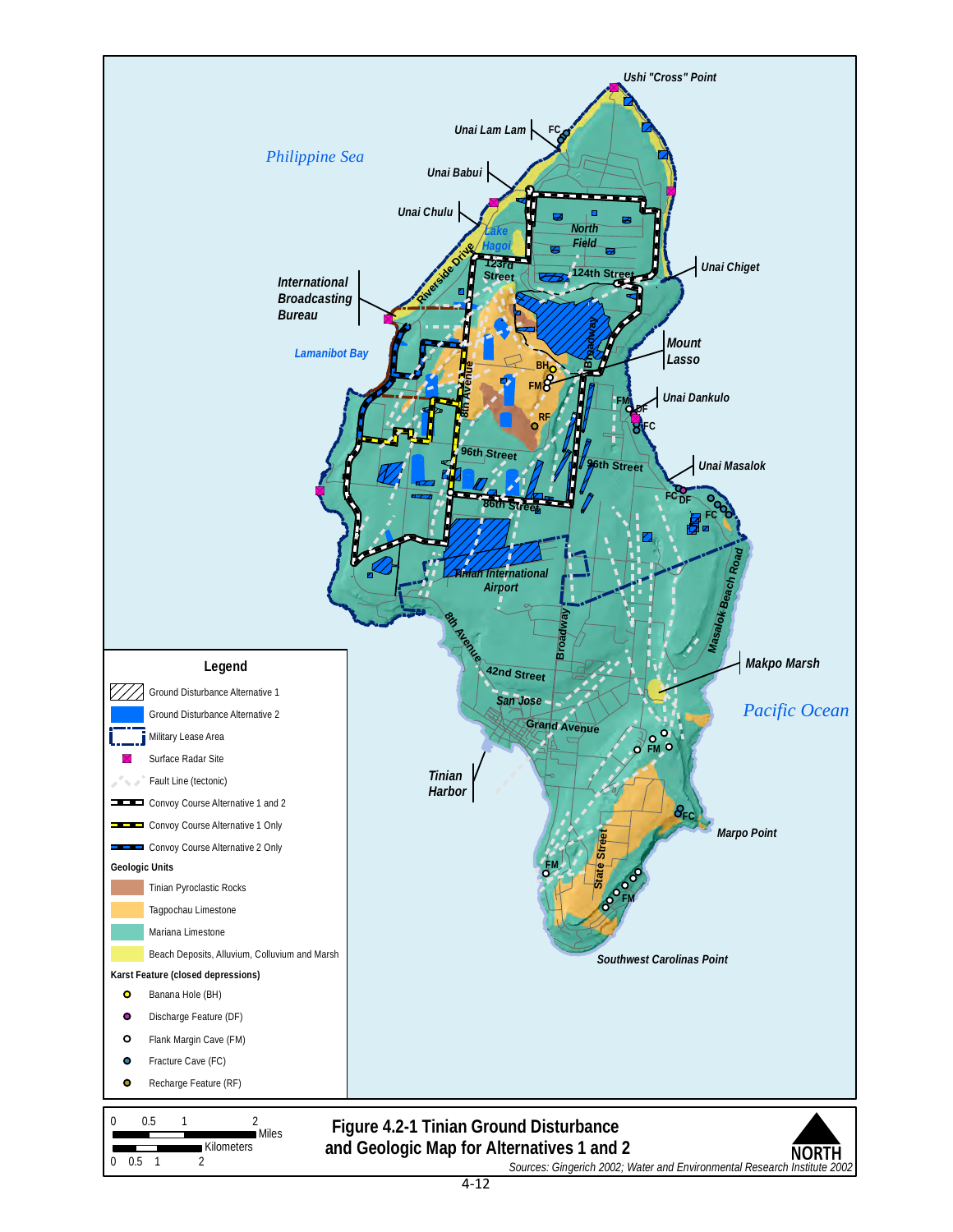Philippine Sea

Pacific Ocean

Ushi "Cross" Point

Unai Lam Lam

Unai Babui

Unai Chulu

Lake Hagoi

North Field

Riverside Drive

123rd Street

124th Street

Unai Chiget

International Broadcasting Bureau

Lamanibot Bay

Mount Lasso

Unai Dankulo

Broadway

8th Avenue

96th Street

86th Street

Unai Masalok

Tinian International Airport

Masalok Beach Road

Makpo Marsh

42nd Street

San Jose

Grand Avenue

Tinian Harbor

Marpo Point

State Street

Southwest Carolinas Point

**Legend**

- Ground Disturbance Alternative 1
- Ground Disturbance Alternative 2
- Military Lease Area
- Surface Radar Site
- Fault Line (tectonic)
- Convoy Course Alternative 1 and 2
- Convoy Course Alternative 1 Only
- Convoy Course Alternative 2 Only

**Geologic Units**

- Tinian Pyroclastic Rocks
- Tagpochau Limestone
- Mariana Limestone
- Beach Deposits, Alluvium, Colluvium and Marsh

**Karst Feature (closed depressions)**

- Banana Hole (BH)
- Discharge Feature (DF)
- Flank Margin Cave (FM)
- Fracture Cave (FC)
- Recharge Feature (RF)

0 0.5 1 2 Miles

0 0.5 1 2 Kilometers

NORTH

**Figure 4.2-1 Tinian Ground Disturbance and Geologic Map for Alternatives 1 and 2**

*Sources: Gingerich 2002; Water and Environmental Research Institute 2002*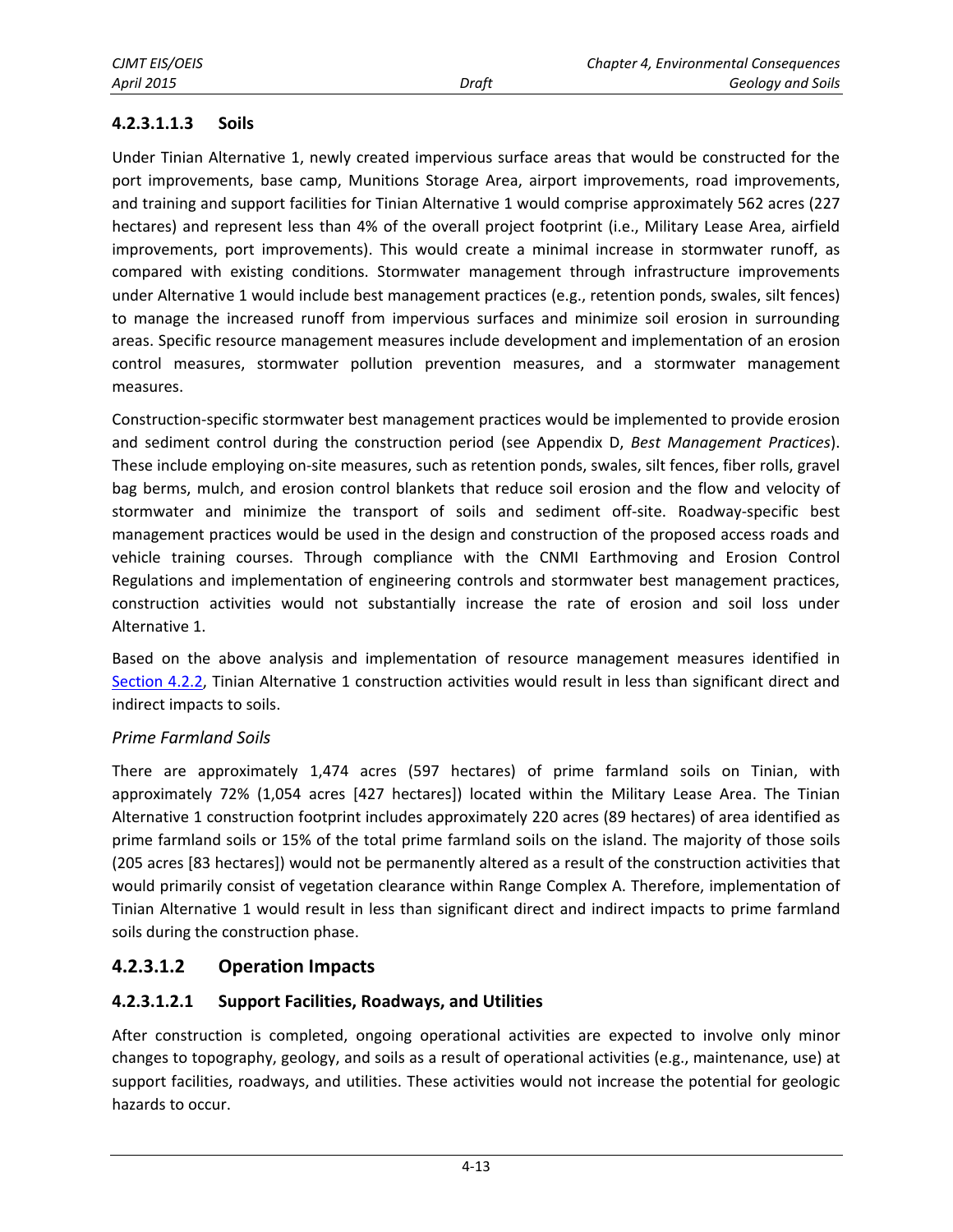#### 4.2.3.1.1.3 Soils

Under Tinian Alternative 1, newly created impervious surface areas that would be constructed for the port improvements, base camp, Munitions Storage Area, airport improvements, road improvements, and training and support facilities for Tinian Alternative 1 would comprise approximately 562 acres (227 hectares) and represent less than 4% of the overall project footprint (i.e., Military Lease Area, airfield improvements, port improvements). This would create a minimal increase in stormwater runoff, as compared with existing conditions. Stormwater management through infrastructure improvements under Alternative 1 would include best management practices (e.g., retention ponds, swales, silt fences) to manage the increased runoff from impervious surfaces and minimize soil erosion in surrounding areas. Specific resource management measures include development and implementation of an erosion control measures, stormwater pollution prevention measures, and a stormwater management measures.

Construction-specific stormwater best management practices would be implemented to provide erosion and sediment control during the construction period (see Appendix D, *Best Management Practices*). These include employing on-site measures, such as retention ponds, swales, silt fences, fiber rolls, gravel bag berms, mulch, and erosion control blankets that reduce soil erosion and the flow and velocity of stormwater and minimize the transport of soils and sediment off-site. Roadway-specific best management practices would be used in the design and construction of the proposed access roads and vehicle training courses. Through compliance with the CNMI Earthmoving and Erosion Control Regulations and implementation of engineering controls and stormwater best management practices, construction activities would not substantially increase the rate of erosion and soil loss under Alternative 1.

Based on the above analysis and implementation of resource management measures identified in Section 4.2.2, Tinian Alternative 1 construction activities would result in less than significant direct and indirect impacts to soils.

*Prime Farmland Soils*

There are approximately 1,474 acres (597 hectares) of prime farmland soils on Tinian, with approximately 72% (1,054 acres [427 hectares]) located within the Military Lease Area. The Tinian Alternative 1 construction footprint includes approximately 220 acres (89 hectares) of area identified as prime farmland soils or 15% of the total prime farmland soils on the island. The majority of those soils (205 acres [83 hectares]) would not be permanently altered as a result of the construction activities that would primarily consist of vegetation clearance within Range Complex A. Therefore, implementation of Tinian Alternative 1 would result in less than significant direct and indirect impacts to prime farmland soils during the construction phase.

### 4.2.3.1.2 Operation Impacts

#### 4.2.3.1.2.1 Support Facilities, Roadways, and Utilities

After construction is completed, ongoing operational activities are expected to involve only minor changes to topography, geology, and soils as a result of operational activities (e.g., maintenance, use) at support facilities, roadways, and utilities. These activities would not increase the potential for geologic hazards to occur.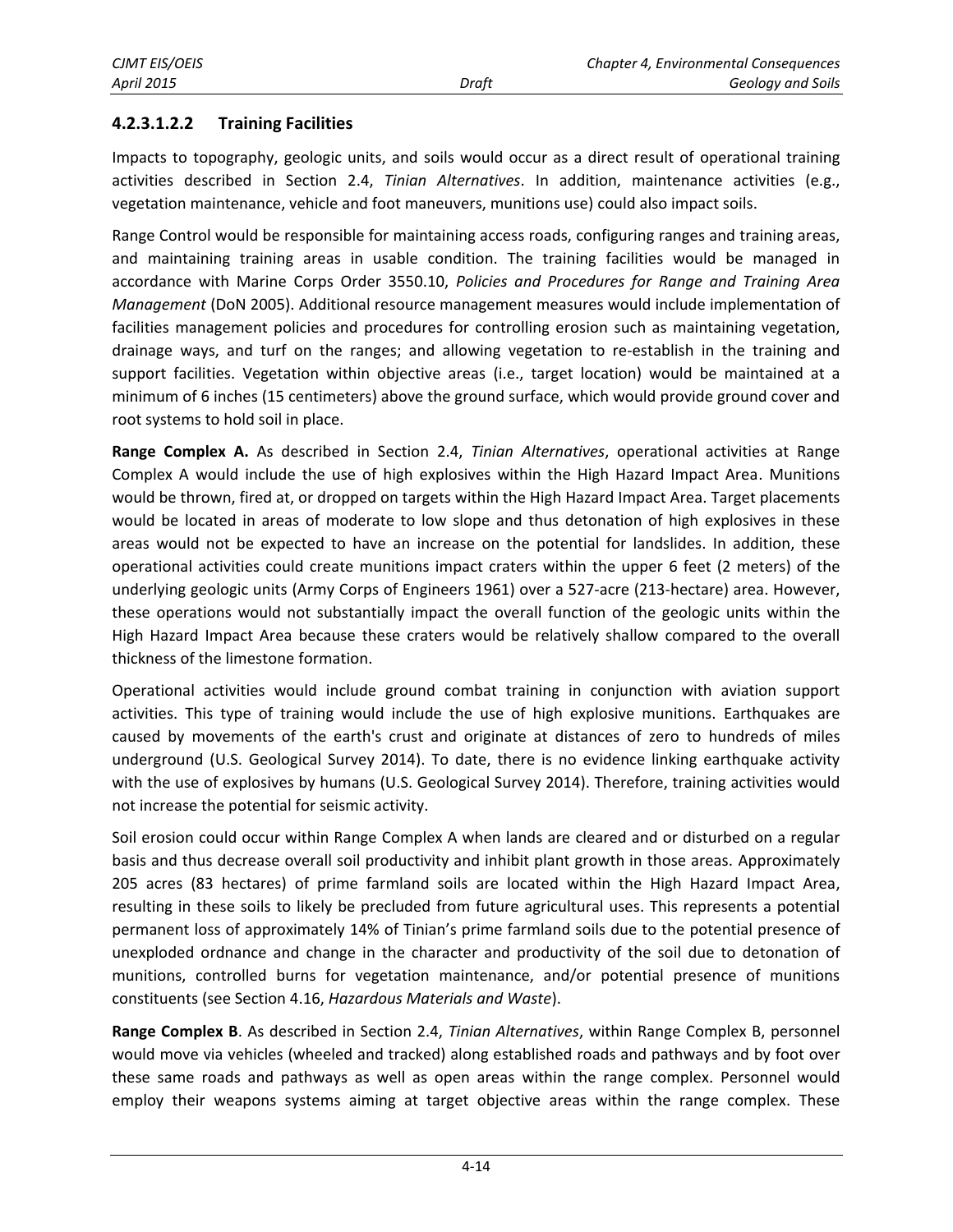#### 4.2.3.1.2.2 Training Facilities

Impacts to topography, geologic units, and soils would occur as a direct result of operational training activities described in Section 2.4, *Tinian Alternatives*. In addition, maintenance activities (e.g., vegetation maintenance, vehicle and foot maneuvers, munitions use) could also impact soils.

Range Control would be responsible for maintaining access roads, configuring ranges and training areas, and maintaining training areas in usable condition. The training facilities would be managed in accordance with Marine Corps Order 3550.10, *Policies and Procedures for Range and Training Area Management* (DoN 2005). Additional resource management measures would include implementation of facilities management policies and procedures for controlling erosion such as maintaining vegetation, drainage ways, and turf on the ranges; and allowing vegetation to re-establish in the training and support facilities. Vegetation within objective areas (i.e., target location) would be maintained at a minimum of 6 inches (15 centimeters) above the ground surface, which would provide ground cover and root systems to hold soil in place.

**Range Complex A.** As described in Section 2.4, *Tinian Alternatives*, operational activities at Range Complex A would include the use of high explosives within the High Hazard Impact Area. Munitions would be thrown, fired at, or dropped on targets within the High Hazard Impact Area. Target placements would be located in areas of moderate to low slope and thus detonation of high explosives in these areas would not be expected to have an increase on the potential for landslides. In addition, these operational activities could create munitions impact craters within the upper 6 feet (2 meters) of the underlying geologic units (Army Corps of Engineers 1961) over a 527-acre (213-hectare) area. However, these operations would not substantially impact the overall function of the geologic units within the High Hazard Impact Area because these craters would be relatively shallow compared to the overall thickness of the limestone formation.

Operational activities would include ground combat training in conjunction with aviation support activities. This type of training would include the use of high explosive munitions. Earthquakes are caused by movements of the earth's crust and originate at distances of zero to hundreds of miles underground (U.S. Geological Survey 2014). To date, there is no evidence linking earthquake activity with the use of explosives by humans (U.S. Geological Survey 2014). Therefore, training activities would not increase the potential for seismic activity.

Soil erosion could occur within Range Complex A when lands are cleared and or disturbed on a regular basis and thus decrease overall soil productivity and inhibit plant growth in those areas. Approximately 205 acres (83 hectares) of prime farmland soils are located within the High Hazard Impact Area, resulting in these soils to likely be precluded from future agricultural uses. This represents a potential permanent loss of approximately 14% of Tinian's prime farmland soils due to the potential presence of unexploded ordnance and change in the character and productivity of the soil due to detonation of munitions, controlled burns for vegetation maintenance, and/or potential presence of munitions constituents (see Section 4.16, *Hazardous Materials and Waste*).

**Range Complex B**. As described in Section 2.4, *Tinian Alternatives*, within Range Complex B, personnel would move via vehicles (wheeled and tracked) along established roads and pathways and by foot over these same roads and pathways as well as open areas within the range complex. Personnel would employ their weapons systems aiming at target objective areas within the range complex. These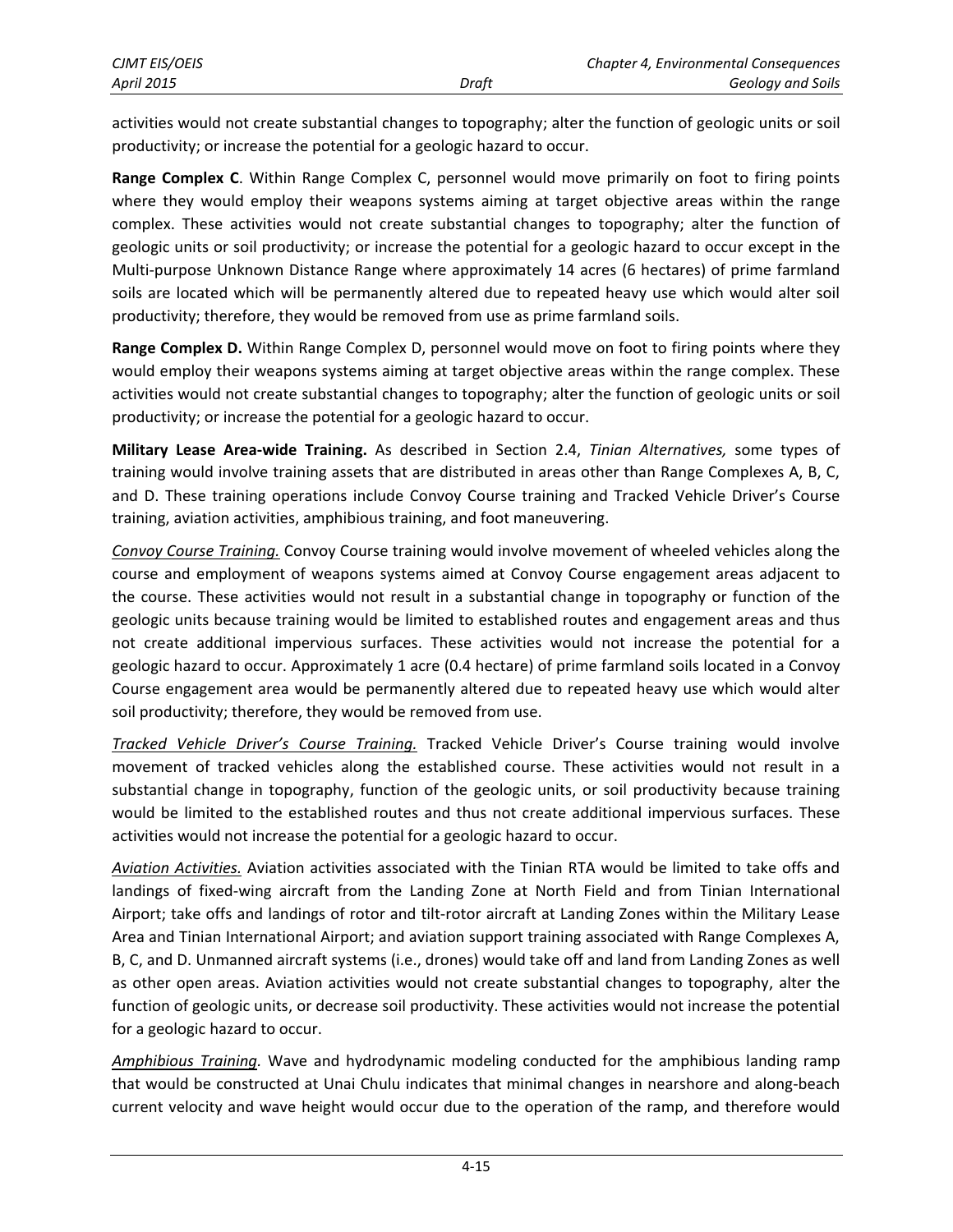activities would not create substantial changes to topography; alter the function of geologic units or soil productivity; or increase the potential for a geologic hazard to occur.

**Range Complex C**. Within Range Complex C, personnel would move primarily on foot to firing points where they would employ their weapons systems aiming at target objective areas within the range complex. These activities would not create substantial changes to topography; alter the function of geologic units or soil productivity; or increase the potential for a geologic hazard to occur except in the Multi-purpose Unknown Distance Range where approximately 14 acres (6 hectares) of prime farmland soils are located which will be permanently altered due to repeated heavy use which would alter soil productivity; therefore, they would be removed from use as prime farmland soils.

**Range Complex D.** Within Range Complex D, personnel would move on foot to firing points where they would employ their weapons systems aiming at target objective areas within the range complex. These activities would not create substantial changes to topography; alter the function of geologic units or soil productivity; or increase the potential for a geologic hazard to occur.

**Military Lease Area-wide Training.** As described in Section 2.4, *Tinian Alternatives,* some types of training would involve training assets that are distributed in areas other than Range Complexes A, B, C, and D. These training operations include Convoy Course training and Tracked Vehicle Driver's Course training, aviation activities, amphibious training, and foot maneuvering.

*Convoy Course Training.* Convoy Course training would involve movement of wheeled vehicles along the course and employment of weapons systems aimed at Convoy Course engagement areas adjacent to the course. These activities would not result in a substantial change in topography or function of the geologic units because training would be limited to established routes and engagement areas and thus not create additional impervious surfaces. These activities would not increase the potential for a geologic hazard to occur. Approximately 1 acre (0.4 hectare) of prime farmland soils located in a Convoy Course engagement area would be permanently altered due to repeated heavy use which would alter soil productivity; therefore, they would be removed from use.

*Tracked Vehicle Driver's Course Training.* Tracked Vehicle Driver's Course training would involve movement of tracked vehicles along the established course. These activities would not result in a substantial change in topography, function of the geologic units, or soil productivity because training would be limited to the established routes and thus not create additional impervious surfaces. These activities would not increase the potential for a geologic hazard to occur.

*Aviation Activities.* Aviation activities associated with the Tinian RTA would be limited to take offs and landings of fixed-wing aircraft from the Landing Zone at North Field and from Tinian International Airport; take offs and landings of rotor and tilt-rotor aircraft at Landing Zones within the Military Lease Area and Tinian International Airport; and aviation support training associated with Range Complexes A, B, C, and D. Unmanned aircraft systems (i.e., drones) would take off and land from Landing Zones as well as other open areas. Aviation activities would not create substantial changes to topography, alter the function of geologic units, or decrease soil productivity. These activities would not increase the potential for a geologic hazard to occur.

*Amphibious Training.* Wave and hydrodynamic modeling conducted for the amphibious landing ramp that would be constructed at Unai Chulu indicates that minimal changes in nearshore and along-beach current velocity and wave height would occur due to the operation of the ramp, and therefore would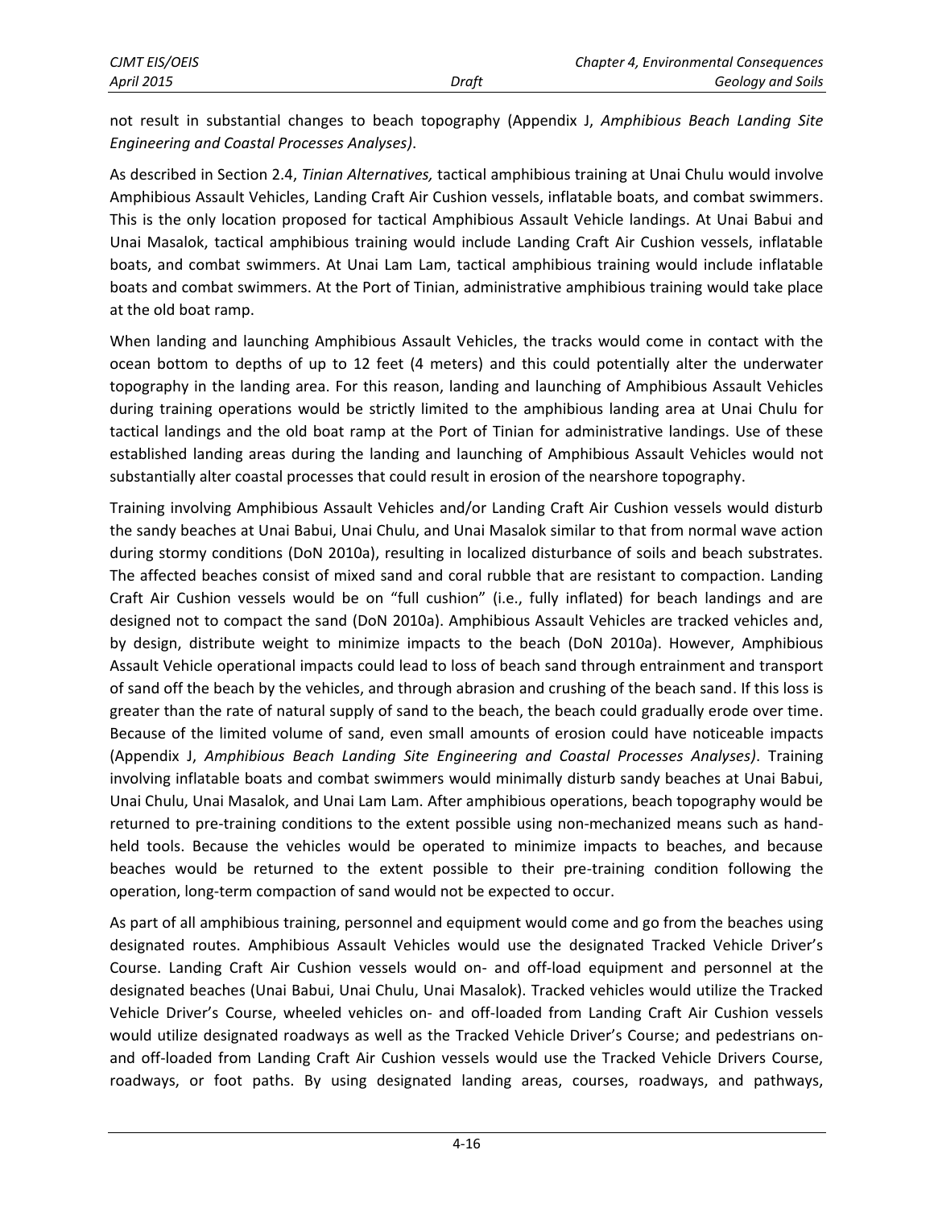not result in substantial changes to beach topography (Appendix J, *Amphibious Beach Landing Site Engineering and Coastal Processes Analyses)*.

As described in Section 2.4, *Tinian Alternatives,* tactical amphibious training at Unai Chulu would involve Amphibious Assault Vehicles, Landing Craft Air Cushion vessels, inflatable boats, and combat swimmers. This is the only location proposed for tactical Amphibious Assault Vehicle landings. At Unai Babui and Unai Masalok, tactical amphibious training would include Landing Craft Air Cushion vessels, inflatable boats, and combat swimmers. At Unai Lam Lam, tactical amphibious training would include inflatable boats and combat swimmers. At the Port of Tinian, administrative amphibious training would take place at the old boat ramp.

When landing and launching Amphibious Assault Vehicles, the tracks would come in contact with the ocean bottom to depths of up to 12 feet (4 meters) and this could potentially alter the underwater topography in the landing area. For this reason, landing and launching of Amphibious Assault Vehicles during training operations would be strictly limited to the amphibious landing area at Unai Chulu for tactical landings and the old boat ramp at the Port of Tinian for administrative landings. Use of these established landing areas during the landing and launching of Amphibious Assault Vehicles would not substantially alter coastal processes that could result in erosion of the nearshore topography.

Training involving Amphibious Assault Vehicles and/or Landing Craft Air Cushion vessels would disturb the sandy beaches at Unai Babui, Unai Chulu, and Unai Masalok similar to that from normal wave action during stormy conditions (DoN 2010a), resulting in localized disturbance of soils and beach substrates. The affected beaches consist of mixed sand and coral rubble that are resistant to compaction. Landing Craft Air Cushion vessels would be on "full cushion" (i.e., fully inflated) for beach landings and are designed not to compact the sand (DoN 2010a). Amphibious Assault Vehicles are tracked vehicles and, by design, distribute weight to minimize impacts to the beach (DoN 2010a). However, Amphibious Assault Vehicle operational impacts could lead to loss of beach sand through entrainment and transport of sand off the beach by the vehicles, and through abrasion and crushing of the beach sand. If this loss is greater than the rate of natural supply of sand to the beach, the beach could gradually erode over time. Because of the limited volume of sand, even small amounts of erosion could have noticeable impacts (Appendix J, *Amphibious Beach Landing Site Engineering and Coastal Processes Analyses)*. Training involving inflatable boats and combat swimmers would minimally disturb sandy beaches at Unai Babui, Unai Chulu, Unai Masalok, and Unai Lam Lam. After amphibious operations, beach topography would be returned to pre-training conditions to the extent possible using non-mechanized means such as hand-held tools. Because the vehicles would be operated to minimize impacts to beaches, and because beaches would be returned to the extent possible to their pre-training condition following the operation, long-term compaction of sand would not be expected to occur.

As part of all amphibious training, personnel and equipment would come and go from the beaches using designated routes. Amphibious Assault Vehicles would use the designated Tracked Vehicle Driver's Course. Landing Craft Air Cushion vessels would on- and off-load equipment and personnel at the designated beaches (Unai Babui, Unai Chulu, Unai Masalok). Tracked vehicles would utilize the Tracked Vehicle Driver's Course, wheeled vehicles on- and off-loaded from Landing Craft Air Cushion vessels would utilize designated roadways as well as the Tracked Vehicle Driver's Course; and pedestrians on- and off-loaded from Landing Craft Air Cushion vessels would use the Tracked Vehicle Drivers Course, roadways, or foot paths. By using designated landing areas, courses, roadways, and pathways,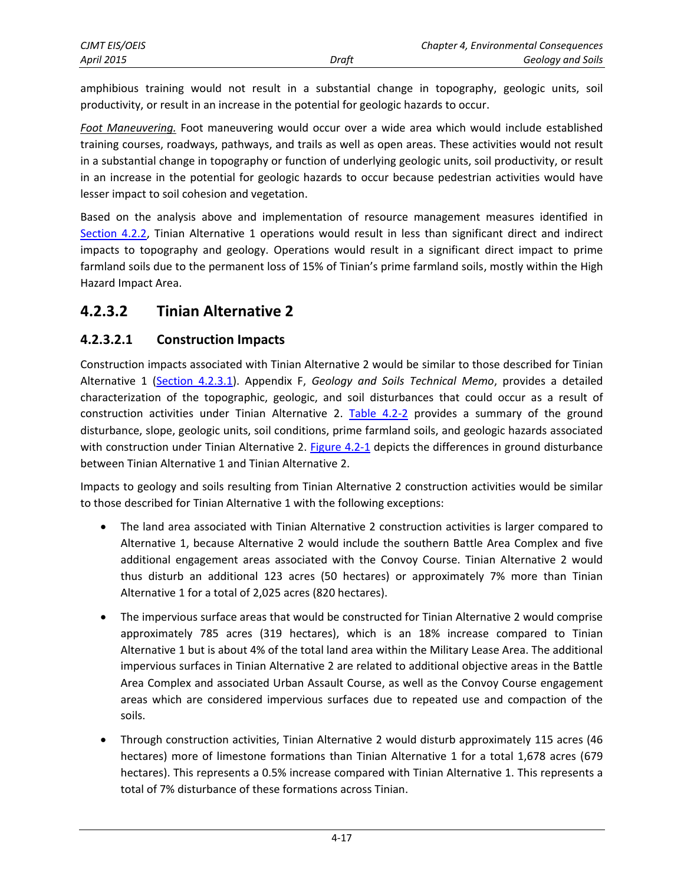amphibious training would not result in a substantial change in topography, geologic units, soil productivity, or result in an increase in the potential for geologic hazards to occur.

*Foot Maneuvering.* Foot maneuvering would occur over a wide area which would include established training courses, roadways, pathways, and trails as well as open areas. These activities would not result in a substantial change in topography or function of underlying geologic units, soil productivity, or result in an increase in the potential for geologic hazards to occur because pedestrian activities would have lesser impact to soil cohesion and vegetation.

Based on the analysis above and implementation of resource management measures identified in Section 4.2.2, Tinian Alternative 1 operations would result in less than significant direct and indirect impacts to topography and geology. Operations would result in a significant direct impact to prime farmland soils due to the permanent loss of 15% of Tinian's prime farmland soils, mostly within the High Hazard Impact Area.

## 4.2.3.2 Tinian Alternative 2

### 4.2.3.2.1 Construction Impacts

Construction impacts associated with Tinian Alternative 2 would be similar to those described for Tinian Alternative 1 (Section 4.2.3.1). Appendix F, *Geology and Soils Technical Memo*, provides a detailed characterization of the topographic, geologic, and soil disturbances that could occur as a result of construction activities under Tinian Alternative 2. Table 4.2-2 provides a summary of the ground disturbance, slope, geologic units, soil conditions, prime farmland soils, and geologic hazards associated with construction under Tinian Alternative 2. Figure 4.2-1 depicts the differences in ground disturbance between Tinian Alternative 1 and Tinian Alternative 2.

Impacts to geology and soils resulting from Tinian Alternative 2 construction activities would be similar to those described for Tinian Alternative 1 with the following exceptions:

- The land area associated with Tinian Alternative 2 construction activities is larger compared to Alternative 1, because Alternative 2 would include the southern Battle Area Complex and five additional engagement areas associated with the Convoy Course. Tinian Alternative 2 would thus disturb an additional 123 acres (50 hectares) or approximately 7% more than Tinian Alternative 1 for a total of 2,025 acres (820 hectares).
- The impervious surface areas that would be constructed for Tinian Alternative 2 would comprise approximately 785 acres (319 hectares), which is an 18% increase compared to Tinian Alternative 1 but is about 4% of the total land area within the Military Lease Area. The additional impervious surfaces in Tinian Alternative 2 are related to additional objective areas in the Battle Area Complex and associated Urban Assault Course, as well as the Convoy Course engagement areas which are considered impervious surfaces due to repeated use and compaction of the soils.
- Through construction activities, Tinian Alternative 2 would disturb approximately 115 acres (46 hectares) more of limestone formations than Tinian Alternative 1 for a total 1,678 acres (679 hectares). This represents a 0.5% increase compared with Tinian Alternative 1. This represents a total of 7% disturbance of these formations across Tinian.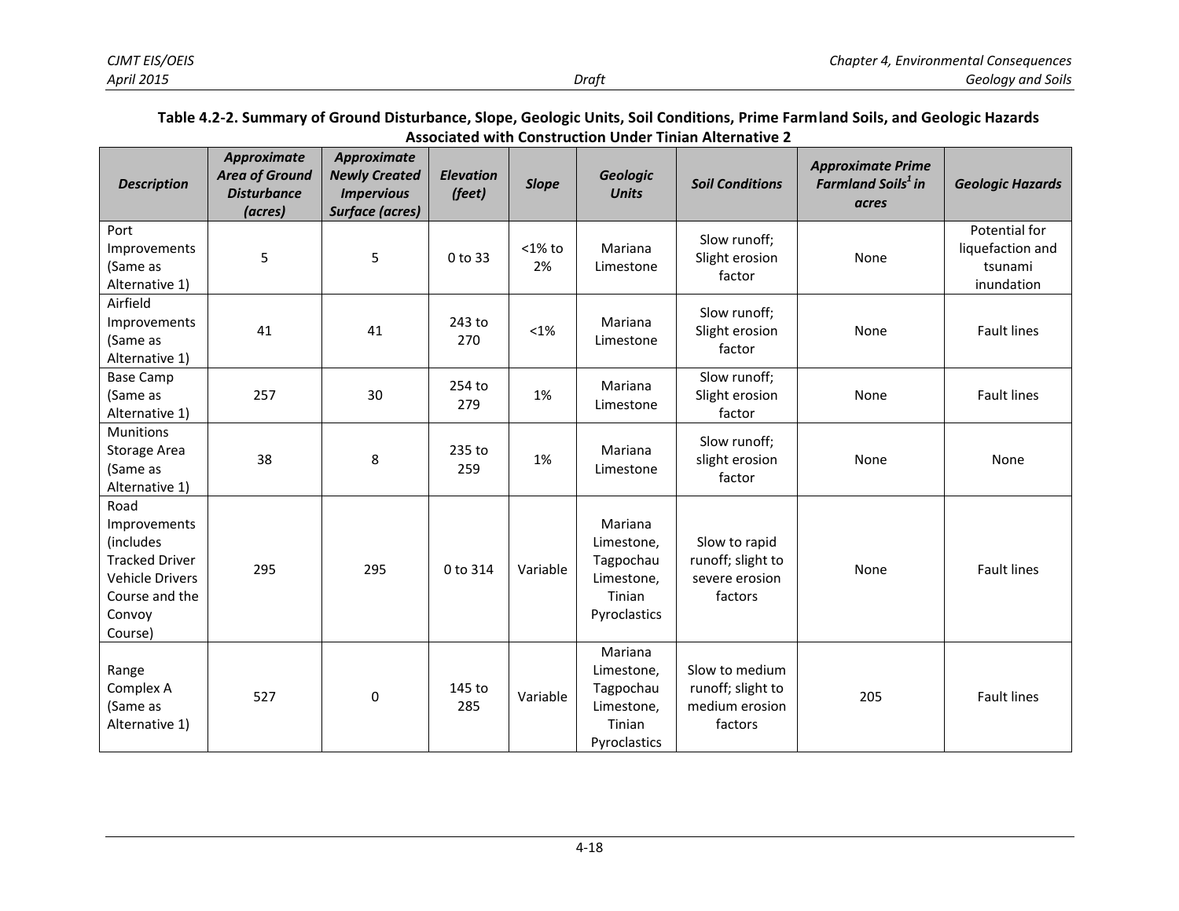**Table 4.2-2. Summary of Ground Disturbance, Slope, Geologic Units, Soil Conditions, Prime Farmland Soils, and Geologic Hazards Associated with Construction Under Tinian Alternative 2**

| *Description* | *Approximate Area of Ground Disturbance (acres)* | *Approximate Newly Created Impervious Surface (acres)* | *Elevation (feet)* | *Slope* | *Geologic Units* | *Soil Conditions* | *Approximate Prime Farmland Soils[1] in acres* | *Geologic Hazards* |
|---|---|---|---|---|---|---|---|---|
| Port Improvements (Same as Alternative 1) | 5 | 5 | 0 to 33 | <1% to 2% | Mariana Limestone | Slow runoff; Slight erosion factor | None | Potential for liquefaction and tsunami inundation |
| Airfield Improvements (Same as Alternative 1) | 41 | 41 | 243 to 270 | <1% | Mariana Limestone | Slow runoff; Slight erosion factor | None | Fault lines |
| Base Camp (Same as Alternative 1) | 257 | 30 | 254 to 279 | 1% | Mariana Limestone | Slow runoff; Slight erosion factor | None | Fault lines |
| Munitions Storage Area (Same as Alternative 1) | 38 | 8 | 235 to 259 | 1% | Mariana Limestone | Slow runoff; slight erosion factor | None | None |
| Road Improvements (includes Tracked Driver Vehicle Drivers Course and the Convoy Course) | 295 | 295 | 0 to 314 | Variable | Mariana Limestone, Tagpochau Limestone, Tinian Pyroclastics | Slow to rapid runoff; slight to severe erosion factors | None | Fault lines |
| Range Complex A (Same as Alternative 1) | 527 | 0 | 145 to 285 | Variable | Mariana Limestone, Tagpochau Limestone, Tinian Pyroclastics | Slow to medium runoff; slight to medium erosion factors | 205 | Fault lines |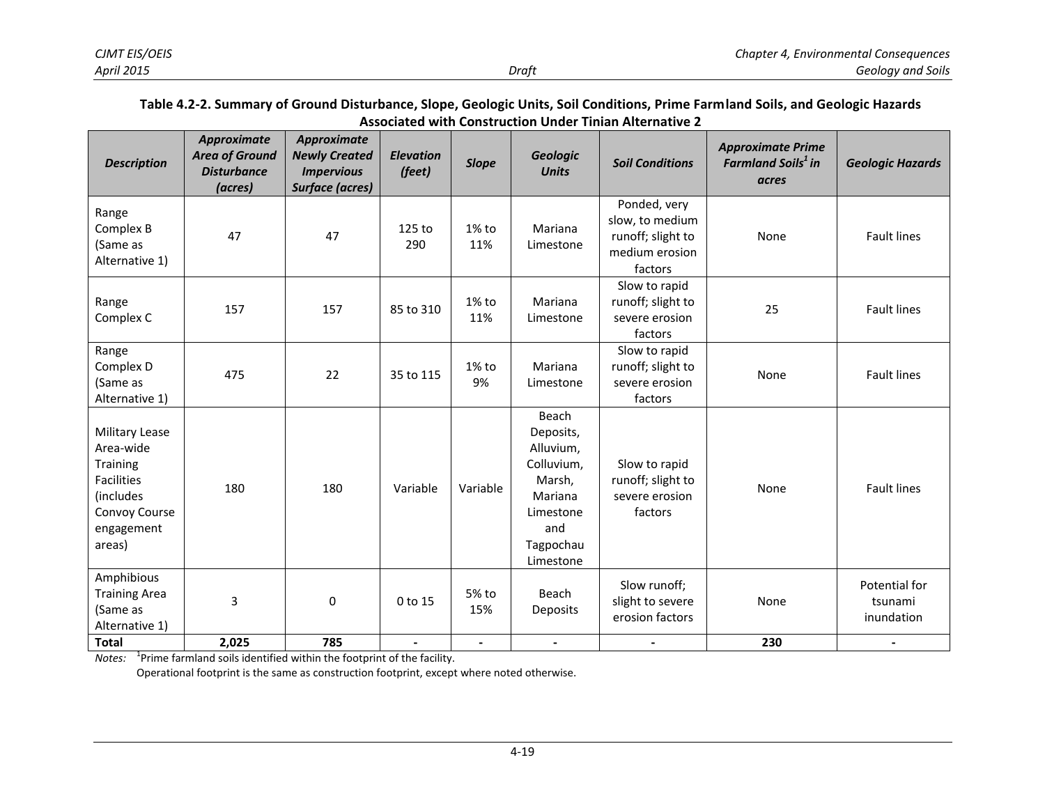**Table 4.2-2. Summary of Ground Disturbance, Slope, Geologic Units, Soil Conditions, Prime Farmland Soils, and Geologic Hazards Associated with Construction Under Tinian Alternative 2**

| *Description* | *Approximate Area of Ground Disturbance (acres)* | *Approximate Newly Created Impervious Surface (acres)* | *Elevation (feet)* | *Slope* | *Geologic Units* | *Soil Conditions* | *Approximate Prime Farmland Soils[1] in acres* | *Geologic Hazards* |
|---|---|---|---|---|---|---|---|---|
| Range Complex B (Same as Alternative 1) | 47 | 47 | 125 to 290 | 1% to 11% | Mariana Limestone | Ponded, very slow, to medium runoff; slight to medium erosion factors | None | Fault lines |
| Range Complex C | 157 | 157 | 85 to 310 | 1% to 11% | Mariana Limestone | Slow to rapid runoff; slight to severe erosion factors | 25 | Fault lines |
| Range Complex D (Same as Alternative 1) | 475 | 22 | 35 to 115 | 1% to 9% | Mariana Limestone | Slow to rapid runoff; slight to severe erosion factors | None | Fault lines |
| Military Lease Area-wide Training Facilities (includes Convoy Course engagement areas) | 180 | 180 | Variable | Variable | Beach Deposits, Alluvium, Colluvium, Marsh, Mariana Limestone and Tagpochau Limestone | Slow to rapid runoff; slight to severe erosion factors | None | Fault lines |
| Amphibious Training Area (Same as Alternative 1) | 3 | 0 | 0 to 15 | 5% to 15% | Beach Deposits | Slow runoff; slight to severe erosion factors | None | Potential for tsunami inundation |
| **Total** | **2,025** | **785** | **-** | **-** | **-** | **-** | **230** | **-** |

*Notes:* [1]Prime farmland soils identified within the footprint of the facility.
Operational footprint is the same as construction footprint, except where noted otherwise.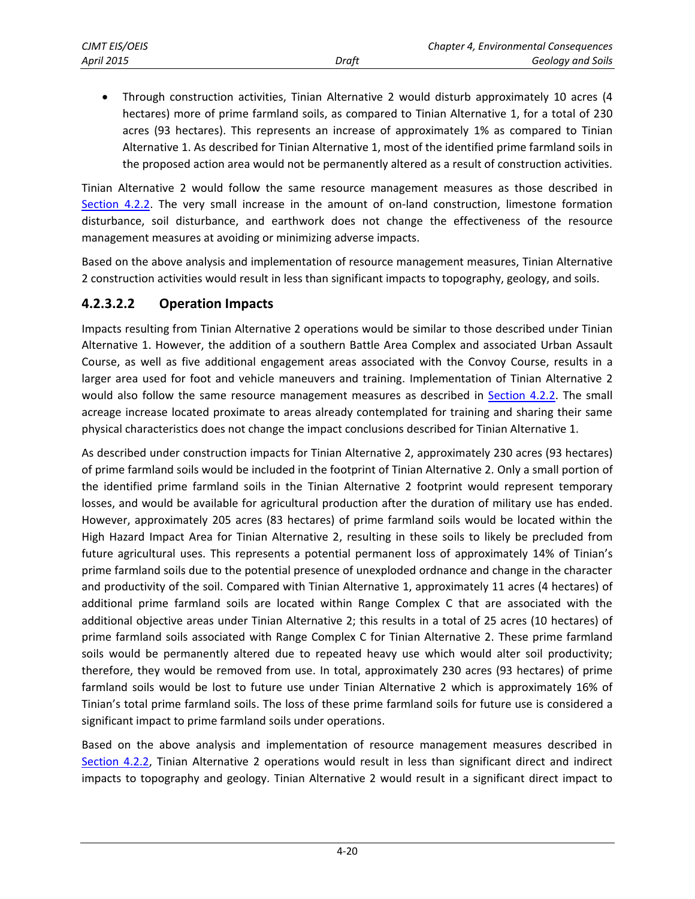- Through construction activities, Tinian Alternative 2 would disturb approximately 10 acres (4 hectares) more of prime farmland soils, as compared to Tinian Alternative 1, for a total of 230 acres (93 hectares). This represents an increase of approximately 1% as compared to Tinian Alternative 1. As described for Tinian Alternative 1, most of the identified prime farmland soils in the proposed action area would not be permanently altered as a result of construction activities.

Tinian Alternative 2 would follow the same resource management measures as those described in Section 4.2.2. The very small increase in the amount of on-land construction, limestone formation disturbance, soil disturbance, and earthwork does not change the effectiveness of the resource management measures at avoiding or minimizing adverse impacts.

Based on the above analysis and implementation of resource management measures, Tinian Alternative 2 construction activities would result in less than significant impacts to topography, geology, and soils.

#### 4.2.3.2.2 Operation Impacts

Impacts resulting from Tinian Alternative 2 operations would be similar to those described under Tinian Alternative 1. However, the addition of a southern Battle Area Complex and associated Urban Assault Course, as well as five additional engagement areas associated with the Convoy Course, results in a larger area used for foot and vehicle maneuvers and training. Implementation of Tinian Alternative 2 would also follow the same resource management measures as described in Section 4.2.2. The small acreage increase located proximate to areas already contemplated for training and sharing their same physical characteristics does not change the impact conclusions described for Tinian Alternative 1.

As described under construction impacts for Tinian Alternative 2, approximately 230 acres (93 hectares) of prime farmland soils would be included in the footprint of Tinian Alternative 2. Only a small portion of the identified prime farmland soils in the Tinian Alternative 2 footprint would represent temporary losses, and would be available for agricultural production after the duration of military use has ended. However, approximately 205 acres (83 hectares) of prime farmland soils would be located within the High Hazard Impact Area for Tinian Alternative 2, resulting in these soils to likely be precluded from future agricultural uses. This represents a potential permanent loss of approximately 14% of Tinian's prime farmland soils due to the potential presence of unexploded ordnance and change in the character and productivity of the soil. Compared with Tinian Alternative 1, approximately 11 acres (4 hectares) of additional prime farmland soils are located within Range Complex C that are associated with the additional objective areas under Tinian Alternative 2; this results in a total of 25 acres (10 hectares) of prime farmland soils associated with Range Complex C for Tinian Alternative 2. These prime farmland soils would be permanently altered due to repeated heavy use which would alter soil productivity; therefore, they would be removed from use. In total, approximately 230 acres (93 hectares) of prime farmland soils would be lost to future use under Tinian Alternative 2 which is approximately 16% of Tinian's total prime farmland soils. The loss of these prime farmland soils for future use is considered a significant impact to prime farmland soils under operations.

Based on the above analysis and implementation of resource management measures described in Section 4.2.2, Tinian Alternative 2 operations would result in less than significant direct and indirect impacts to topography and geology. Tinian Alternative 2 would result in a significant direct impact to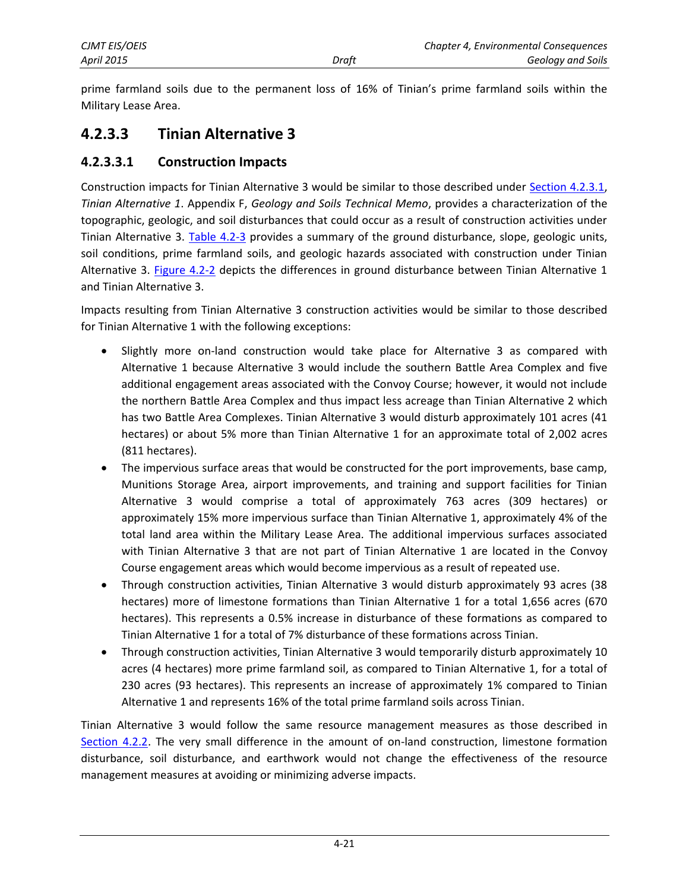prime farmland soils due to the permanent loss of 16% of Tinian's prime farmland soils within the Military Lease Area.

## 4.2.3.3 Tinian Alternative 3

### 4.2.3.3.1 Construction Impacts

Construction impacts for Tinian Alternative 3 would be similar to those described under Section 4.2.3.1, *Tinian Alternative 1*. Appendix F, *Geology and Soils Technical Memo*, provides a characterization of the topographic, geologic, and soil disturbances that could occur as a result of construction activities under Tinian Alternative 3. Table 4.2-3 provides a summary of the ground disturbance, slope, geologic units, soil conditions, prime farmland soils, and geologic hazards associated with construction under Tinian Alternative 3. Figure 4.2-2 depicts the differences in ground disturbance between Tinian Alternative 1 and Tinian Alternative 3.

Impacts resulting from Tinian Alternative 3 construction activities would be similar to those described for Tinian Alternative 1 with the following exceptions:

- Slightly more on-land construction would take place for Alternative 3 as compared with Alternative 1 because Alternative 3 would include the southern Battle Area Complex and five additional engagement areas associated with the Convoy Course; however, it would not include the northern Battle Area Complex and thus impact less acreage than Tinian Alternative 2 which has two Battle Area Complexes. Tinian Alternative 3 would disturb approximately 101 acres (41 hectares) or about 5% more than Tinian Alternative 1 for an approximate total of 2,002 acres (811 hectares).
- The impervious surface areas that would be constructed for the port improvements, base camp, Munitions Storage Area, airport improvements, and training and support facilities for Tinian Alternative 3 would comprise a total of approximately 763 acres (309 hectares) or approximately 15% more impervious surface than Tinian Alternative 1, approximately 4% of the total land area within the Military Lease Area. The additional impervious surfaces associated with Tinian Alternative 3 that are not part of Tinian Alternative 1 are located in the Convoy Course engagement areas which would become impervious as a result of repeated use.
- Through construction activities, Tinian Alternative 3 would disturb approximately 93 acres (38 hectares) more of limestone formations than Tinian Alternative 1 for a total 1,656 acres (670 hectares). This represents a 0.5% increase in disturbance of these formations as compared to Tinian Alternative 1 for a total of 7% disturbance of these formations across Tinian.
- Through construction activities, Tinian Alternative 3 would temporarily disturb approximately 10 acres (4 hectares) more prime farmland soil, as compared to Tinian Alternative 1, for a total of 230 acres (93 hectares). This represents an increase of approximately 1% compared to Tinian Alternative 1 and represents 16% of the total prime farmland soils across Tinian.

Tinian Alternative 3 would follow the same resource management measures as those described in Section 4.2.2. The very small difference in the amount of on-land construction, limestone formation disturbance, soil disturbance, and earthwork would not change the effectiveness of the resource management measures at avoiding or minimizing adverse impacts.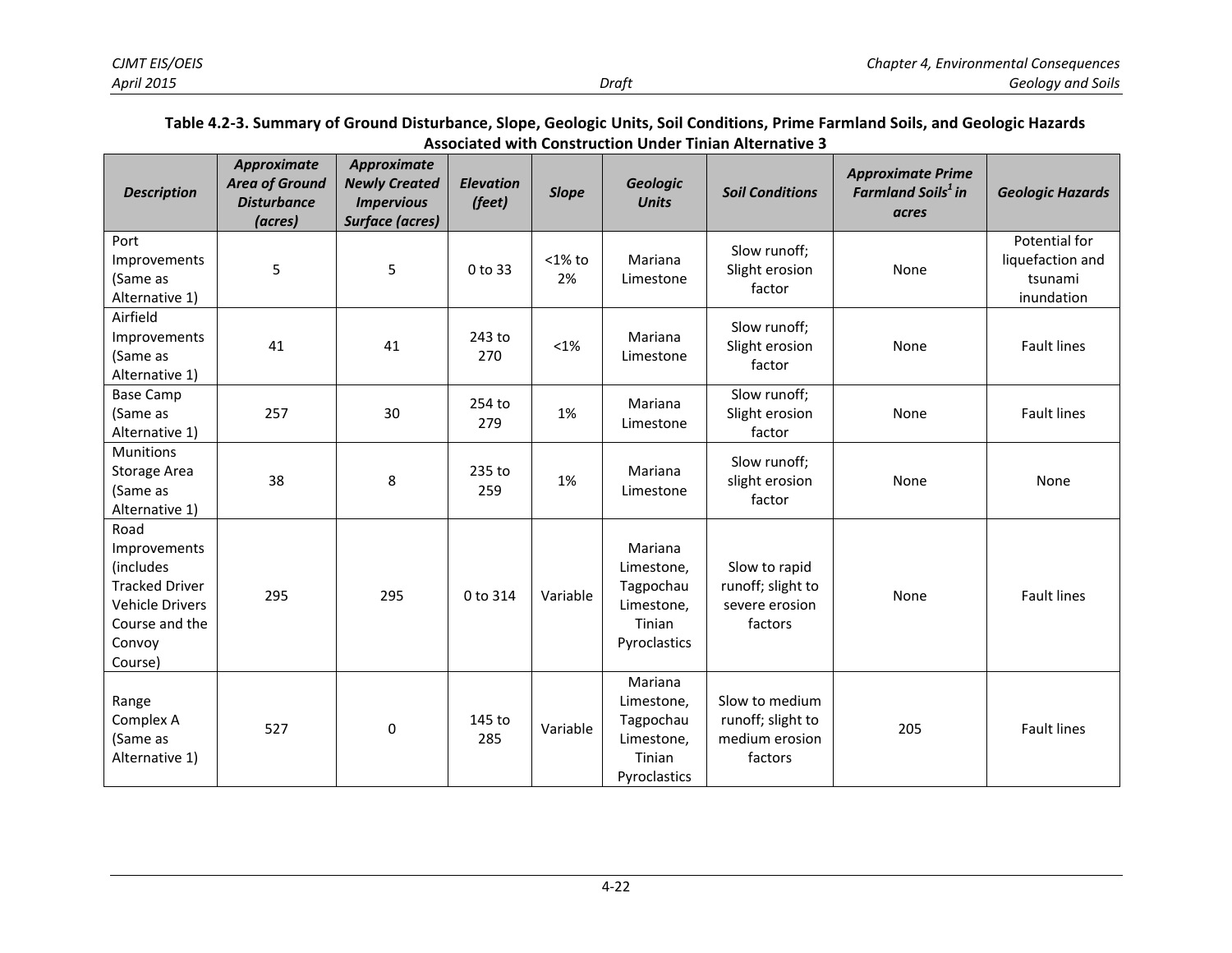**Table 4.2-3. Summary of Ground Disturbance, Slope, Geologic Units, Soil Conditions, Prime Farmland Soils, and Geologic Hazards Associated with Construction Under Tinian Alternative 3**

| *Description* | *Approximate Area of Ground Disturbance (acres)* | *Approximate Newly Created Impervious Surface (acres)* | *Elevation (feet)* | *Slope* | *Geologic Units* | *Soil Conditions* | *Approximate Prime Farmland Soils[1] in acres* | *Geologic Hazards* |
|---|---|---|---|---|---|---|---|---|
| Port Improvements (Same as Alternative 1) | 5 | 5 | 0 to 33 | <1% to 2% | Mariana Limestone | Slow runoff; Slight erosion factor | None | Potential for liquefaction and tsunami inundation |
| Airfield Improvements (Same as Alternative 1) | 41 | 41 | 243 to 270 | <1% | Mariana Limestone | Slow runoff; Slight erosion factor | None | Fault lines |
| Base Camp (Same as Alternative 1) | 257 | 30 | 254 to 279 | 1% | Mariana Limestone | Slow runoff; Slight erosion factor | None | Fault lines |
| Munitions Storage Area (Same as Alternative 1) | 38 | 8 | 235 to 259 | 1% | Mariana Limestone | Slow runoff; slight erosion factor | None | None |
| Road Improvements (includes Tracked Driver Vehicle Drivers Course and the Convoy Course) | 295 | 295 | 0 to 314 | Variable | Mariana Limestone, Tagpochau Limestone, Tinian Pyroclastics | Slow to rapid runoff; slight to severe erosion factors | None | Fault lines |
| Range Complex A (Same as Alternative 1) | 527 | 0 | 145 to 285 | Variable | Mariana Limestone, Tagpochau Limestone, Tinian Pyroclastics | Slow to medium runoff; slight to medium erosion factors | 205 | Fault lines |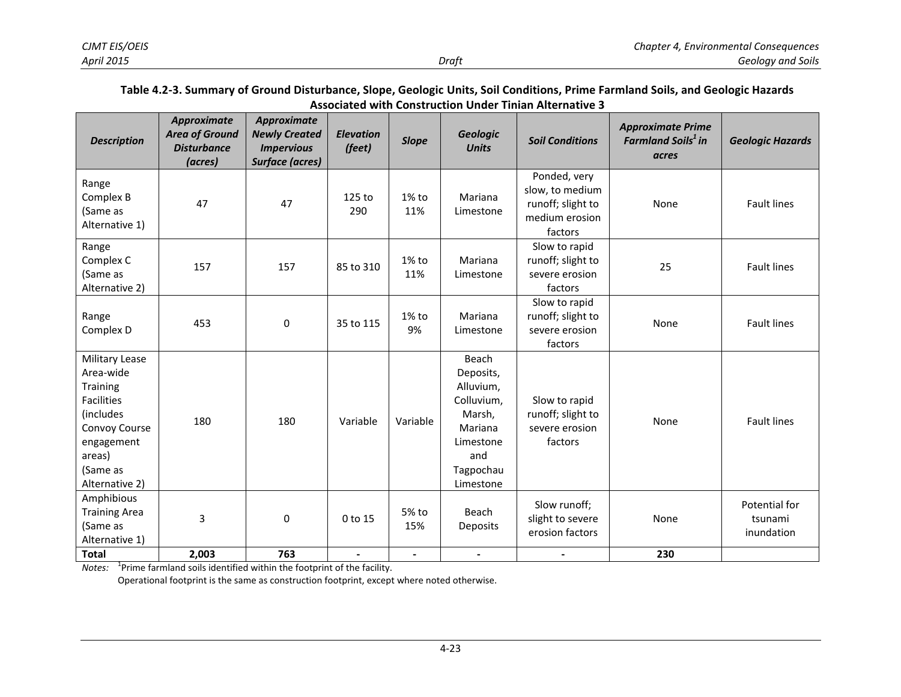**Table 4.2-3. Summary of Ground Disturbance, Slope, Geologic Units, Soil Conditions, Prime Farmland Soils, and Geologic Hazards Associated with Construction Under Tinian Alternative 3**

| *Description* | *Approximate Area of Ground Disturbance (acres)* | *Approximate Newly Created Impervious Surface (acres)* | *Elevation (feet)* | *Slope* | *Geologic Units* | *Soil Conditions* | *Approximate Prime Farmland Soils[1] in acres* | *Geologic Hazards* |
|---|---|---|---|---|---|---|---|---|
| Range Complex B (Same as Alternative 1) | 47 | 47 | 125 to 290 | 1% to 11% | Mariana Limestone | Ponded, very slow, to medium runoff; slight to medium erosion factors | None | Fault lines |
| Range Complex C (Same as Alternative 2) | 157 | 157 | 85 to 310 | 1% to 11% | Mariana Limestone | Slow to rapid runoff; slight to severe erosion factors | 25 | Fault lines |
| Range Complex D | 453 | 0 | 35 to 115 | 1% to 9% | Mariana Limestone | Slow to rapid runoff; slight to severe erosion factors | None | Fault lines |
| Military Lease Area-wide Training Facilities (includes Convoy Course engagement areas) (Same as Alternative 2) | 180 | 180 | Variable | Variable | Beach Deposits, Alluvium, Colluvium, Marsh, Mariana Limestone and Tagpochau Limestone | Slow to rapid runoff; slight to severe erosion factors | None | Fault lines |
| Amphibious Training Area (Same as Alternative 1) | 3 | 0 | 0 to 15 | 5% to 15% | Beach Deposits | Slow runoff; slight to severe erosion factors | None | Potential for tsunami inundation |
| **Total** | **2,003** | **763** | **-** | **-** | **-** | **-** | **230** | |

*Notes:* [1]Prime farmland soils identified within the footprint of the facility.
Operational footprint is the same as construction footprint, except where noted otherwise.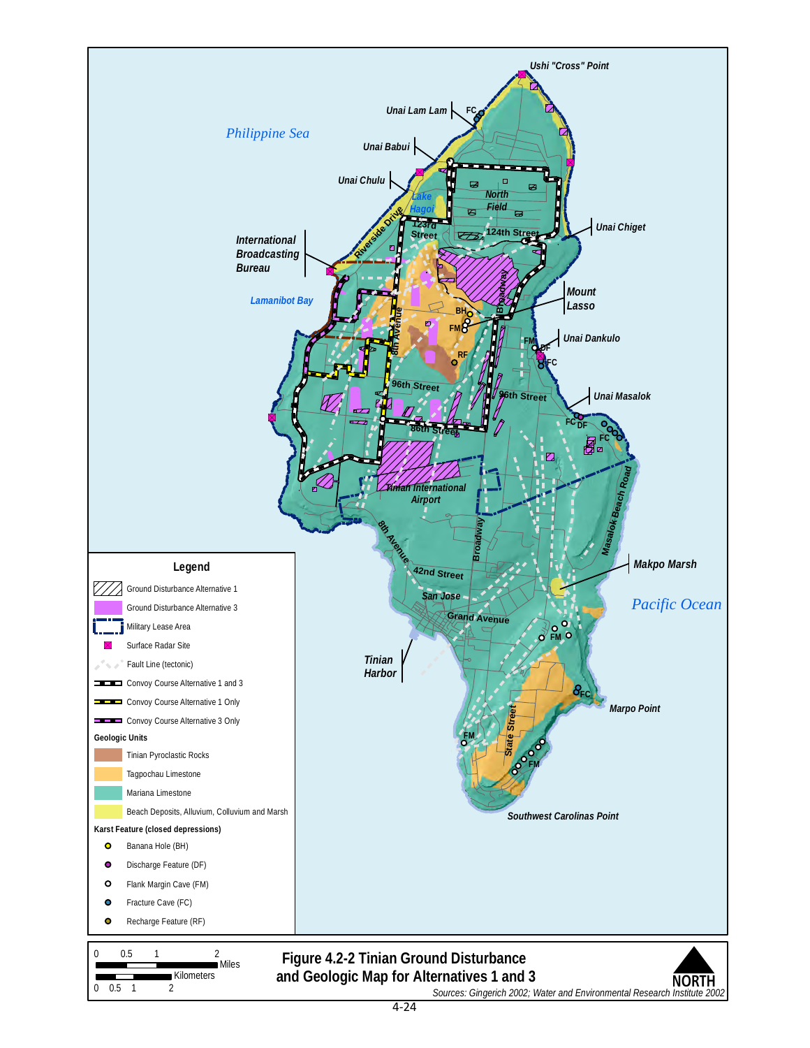Figure 4.2-2 Tinian Ground Disturbance and Geologic Map for Alternatives 1 and 3

Sources: Gingerich 2002; Water and Environmental Research Institute 2002

**Legend**

- Ground Disturbance Alternative 1
- Ground Disturbance Alternative 3
- Military Lease Area
- Surface Radar Site
- Fault Line (tectonic)
- Convoy Course Alternative 1 and 3
- Convoy Course Alternative 1 Only
- Convoy Course Alternative 3 Only

**Geologic Units**

- Tinian Pyroclastic Rocks
- Tagpochau Limestone
- Mariana Limestone
- Beach Deposits, Alluvium, Colluvium and Marsh

**Karst Feature (closed depressions)**

- Banana Hole (BH)
- Discharge Feature (DF)
- Flank Margin Cave (FM)
- Fracture Cave (FC)
- Recharge Feature (RF)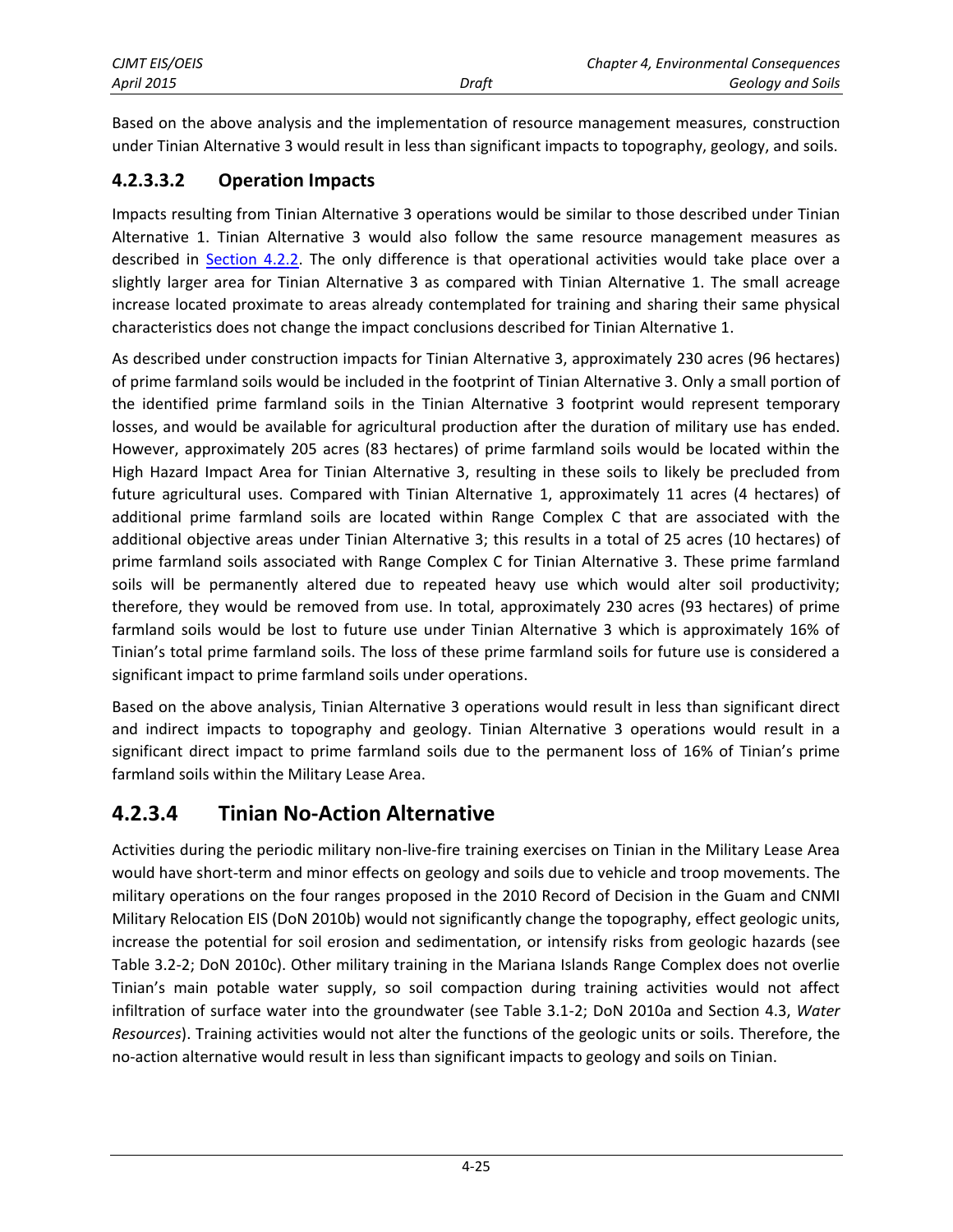Based on the above analysis and the implementation of resource management measures, construction under Tinian Alternative 3 would result in less than significant impacts to topography, geology, and soils.

#### 4.2.3.3.2 Operation Impacts

Impacts resulting from Tinian Alternative 3 operations would be similar to those described under Tinian Alternative 1. Tinian Alternative 3 would also follow the same resource management measures as described in Section 4.2.2. The only difference is that operational activities would take place over a slightly larger area for Tinian Alternative 3 as compared with Tinian Alternative 1. The small acreage increase located proximate to areas already contemplated for training and sharing their same physical characteristics does not change the impact conclusions described for Tinian Alternative 1.

As described under construction impacts for Tinian Alternative 3, approximately 230 acres (96 hectares) of prime farmland soils would be included in the footprint of Tinian Alternative 3. Only a small portion of the identified prime farmland soils in the Tinian Alternative 3 footprint would represent temporary losses, and would be available for agricultural production after the duration of military use has ended. However, approximately 205 acres (83 hectares) of prime farmland soils would be located within the High Hazard Impact Area for Tinian Alternative 3, resulting in these soils to likely be precluded from future agricultural uses. Compared with Tinian Alternative 1, approximately 11 acres (4 hectares) of additional prime farmland soils are located within Range Complex C that are associated with the additional objective areas under Tinian Alternative 3; this results in a total of 25 acres (10 hectares) of prime farmland soils associated with Range Complex C for Tinian Alternative 3. These prime farmland soils will be permanently altered due to repeated heavy use which would alter soil productivity; therefore, they would be removed from use. In total, approximately 230 acres (93 hectares) of prime farmland soils would be lost to future use under Tinian Alternative 3 which is approximately 16% of Tinian's total prime farmland soils. The loss of these prime farmland soils for future use is considered a significant impact to prime farmland soils under operations.

Based on the above analysis, Tinian Alternative 3 operations would result in less than significant direct and indirect impacts to topography and geology. Tinian Alternative 3 operations would result in a significant direct impact to prime farmland soils due to the permanent loss of 16% of Tinian's prime farmland soils within the Military Lease Area.

### 4.2.3.4 Tinian No-Action Alternative

Activities during the periodic military non-live-fire training exercises on Tinian in the Military Lease Area would have short-term and minor effects on geology and soils due to vehicle and troop movements. The military operations on the four ranges proposed in the 2010 Record of Decision in the Guam and CNMI Military Relocation EIS (DoN 2010b) would not significantly change the topography, effect geologic units, increase the potential for soil erosion and sedimentation, or intensify risks from geologic hazards (see Table 3.2-2; DoN 2010c). Other military training in the Mariana Islands Range Complex does not overlie Tinian's main potable water supply, so soil compaction during training activities would not affect infiltration of surface water into the groundwater (see Table 3.1-2; DoN 2010a and Section 4.3, *Water Resources*). Training activities would not alter the functions of the geologic units or soils. Therefore, the no-action alternative would result in less than significant impacts to geology and soils on Tinian.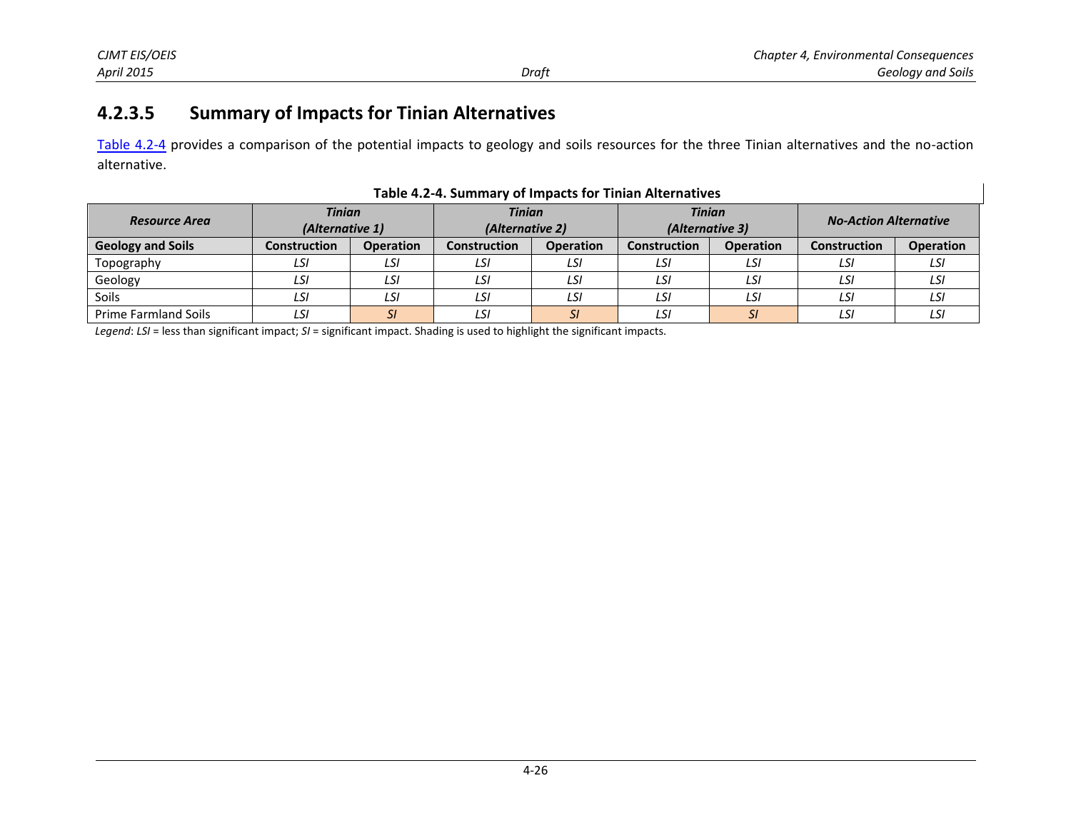### 4.2.3.5 Summary of Impacts for Tinian Alternatives

Table 4.2-4 provides a comparison of the potential impacts to geology and soils resources for the three Tinian alternatives and the no-action alternative.

**Table 4.2-4. Summary of Impacts for Tinian Alternatives**

| *Resource Area* | *Tinian (Alternative 1)* | | *Tinian (Alternative 2)* | | *Tinian (Alternative 3)* | | *No-Action Alternative* | |
|---|---|---|---|---|---|---|---|---|
| **Geology and Soils** | **Construction** | **Operation** | **Construction** | **Operation** | **Construction** | **Operation** | **Construction** | **Operation** |
| Topography | *LSI* | *LSI* | *LSI* | *LSI* | *LSI* | *LSI* | *LSI* | *LSI* |
| Geology | *LSI* | *LSI* | *LSI* | *LSI* | *LSI* | *LSI* | *LSI* | *LSI* |
| Soils | *LSI* | *LSI* | *LSI* | *LSI* | *LSI* | *LSI* | *LSI* | *LSI* |
| Prime Farmland Soils | *LSI* | *SI* | *LSI* | *SI* | *LSI* | *SI* | *LSI* | *LSI* |

*Legend*: *LSI* = less than significant impact; *SI* = significant impact. Shading is used to highlight the significant impacts.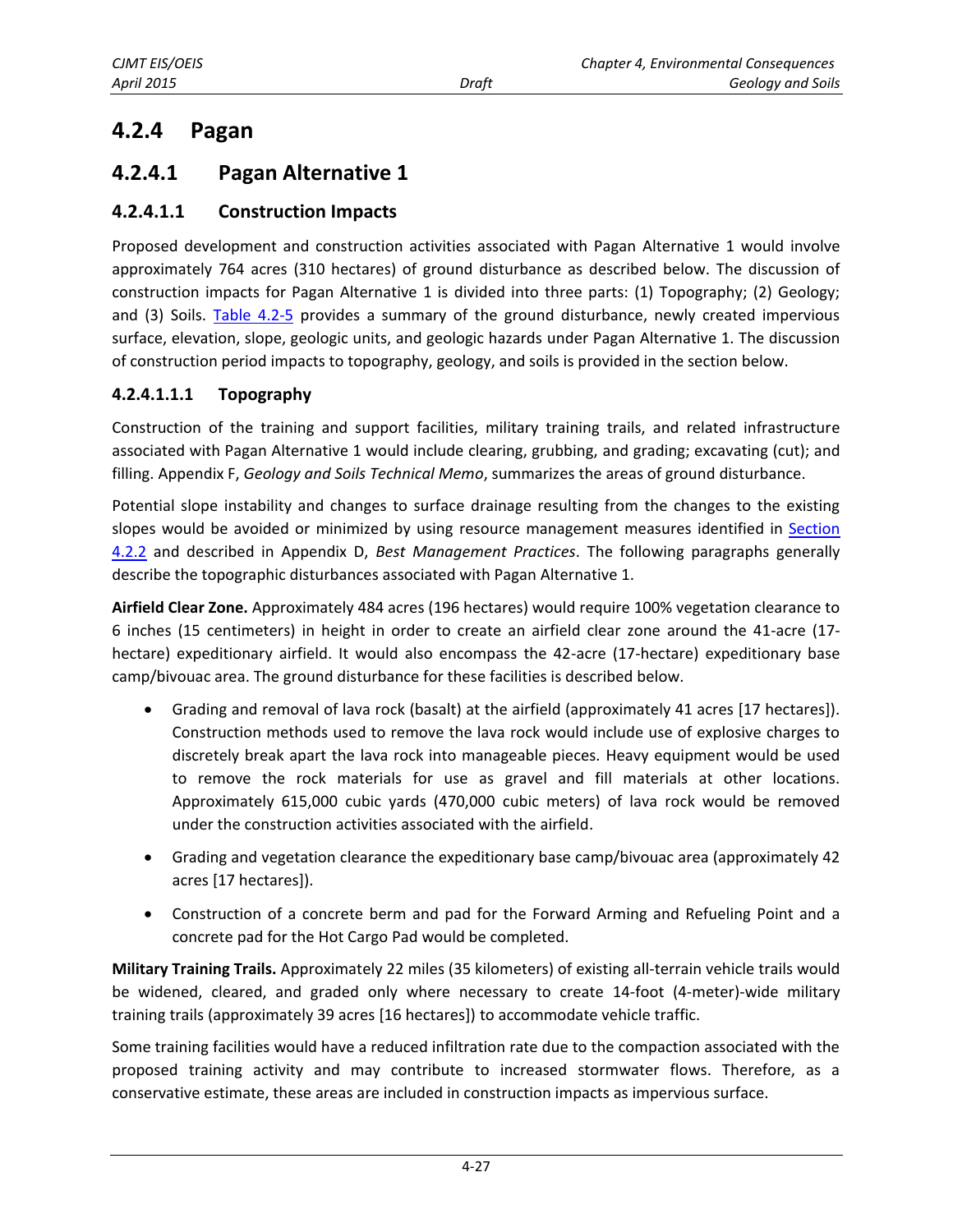## 4.2.4 Pagan

### 4.2.4.1 Pagan Alternative 1

#### 4.2.4.1.1 Construction Impacts

Proposed development and construction activities associated with Pagan Alternative 1 would involve approximately 764 acres (310 hectares) of ground disturbance as described below. The discussion of construction impacts for Pagan Alternative 1 is divided into three parts: (1) Topography; (2) Geology; and (3) Soils. Table 4.2-5 provides a summary of the ground disturbance, newly created impervious surface, elevation, slope, geologic units, and geologic hazards under Pagan Alternative 1. The discussion of construction period impacts to topography, geology, and soils is provided in the section below.

##### 4.2.4.1.1.1 Topography

Construction of the training and support facilities, military training trails, and related infrastructure associated with Pagan Alternative 1 would include clearing, grubbing, and grading; excavating (cut); and filling. Appendix F, *Geology and Soils Technical Memo*, summarizes the areas of ground disturbance.

Potential slope instability and changes to surface drainage resulting from the changes to the existing slopes would be avoided or minimized by using resource management measures identified in Section 4.2.2 and described in Appendix D, *Best Management Practices*. The following paragraphs generally describe the topographic disturbances associated with Pagan Alternative 1.

**Airfield Clear Zone.** Approximately 484 acres (196 hectares) would require 100% vegetation clearance to 6 inches (15 centimeters) in height in order to create an airfield clear zone around the 41-acre (17-hectare) expeditionary airfield. It would also encompass the 42-acre (17-hectare) expeditionary base camp/bivouac area. The ground disturbance for these facilities is described below.

- Grading and removal of lava rock (basalt) at the airfield (approximately 41 acres [17 hectares]). Construction methods used to remove the lava rock would include use of explosive charges to discretely break apart the lava rock into manageable pieces. Heavy equipment would be used to remove the rock materials for use as gravel and fill materials at other locations. Approximately 615,000 cubic yards (470,000 cubic meters) of lava rock would be removed under the construction activities associated with the airfield.
- Grading and vegetation clearance the expeditionary base camp/bivouac area (approximately 42 acres [17 hectares]).
- Construction of a concrete berm and pad for the Forward Arming and Refueling Point and a concrete pad for the Hot Cargo Pad would be completed.

**Military Training Trails.** Approximately 22 miles (35 kilometers) of existing all-terrain vehicle trails would be widened, cleared, and graded only where necessary to create 14-foot (4-meter)-wide military training trails (approximately 39 acres [16 hectares]) to accommodate vehicle traffic.

Some training facilities would have a reduced infiltration rate due to the compaction associated with the proposed training activity and may contribute to increased stormwater flows. Therefore, as a conservative estimate, these areas are included in construction impacts as impervious surface.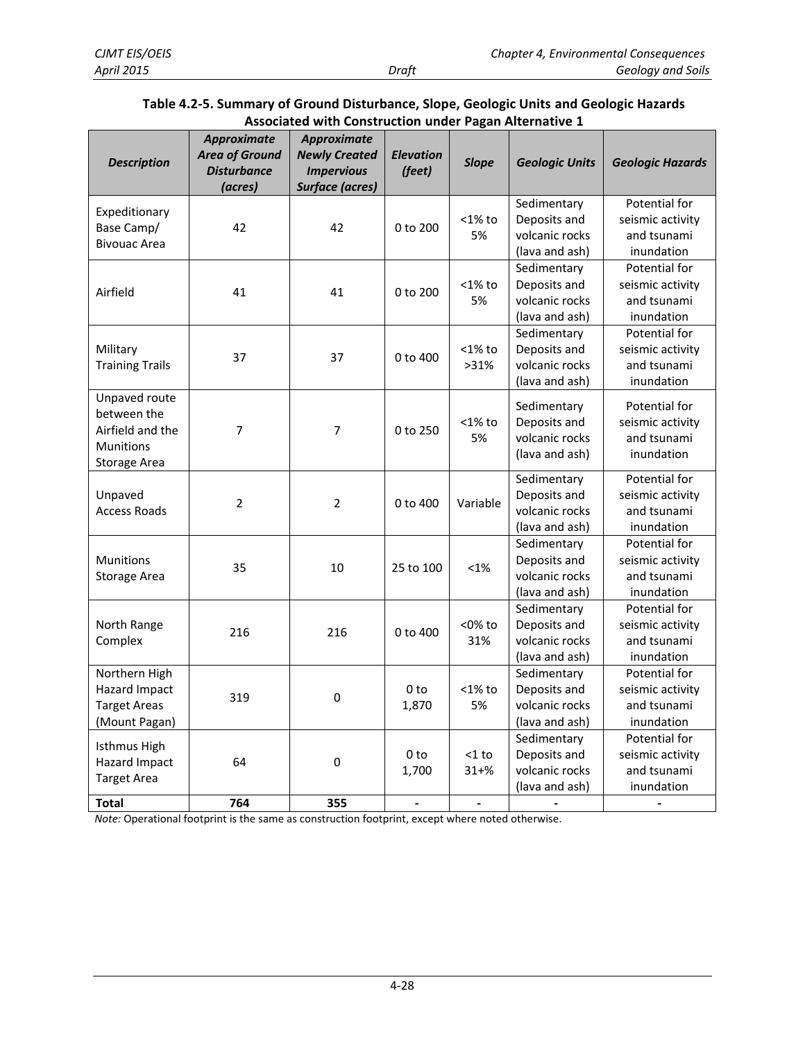**Table 4.2-5. Summary of Ground Disturbance, Slope, Geologic Units and Geologic Hazards Associated with Construction under Pagan Alternative 1**

| *Description* | *Approximate Area of Ground Disturbance (acres)* | *Approximate Newly Created Impervious Surface (acres)* | *Elevation (feet)* | *Slope* | *Geologic Units* | *Geologic Hazards* |
|---|---|---|---|---|---|---|
| Expeditionary Base Camp/ Bivouac Area | 42 | 42 | 0 to 200 | <1% to 5% | Sedimentary Deposits and volcanic rocks (lava and ash) | Potential for seismic activity and tsunami inundation |
| Airfield | 41 | 41 | 0 to 200 | <1% to 5% | Sedimentary Deposits and volcanic rocks (lava and ash) | Potential for seismic activity and tsunami inundation |
| Military Training Trails | 37 | 37 | 0 to 400 | <1% to >31% | Sedimentary Deposits and volcanic rocks (lava and ash) | Potential for seismic activity and tsunami inundation |
| Unpaved route between the Airfield and the Munitions Storage Area | 7 | 7 | 0 to 250 | <1% to 5% | Sedimentary Deposits and volcanic rocks (lava and ash) | Potential for seismic activity and tsunami inundation |
| Unpaved Access Roads | 2 | 2 | 0 to 400 | Variable | Sedimentary Deposits and volcanic rocks (lava and ash) | Potential for seismic activity and tsunami inundation |
| Munitions Storage Area | 35 | 10 | 25 to 100 | <1% | Sedimentary Deposits and volcanic rocks (lava and ash) | Potential for seismic activity and tsunami inundation |
| North Range Complex | 216 | 216 | 0 to 400 | <0% to 31% | Sedimentary Deposits and volcanic rocks (lava and ash) | Potential for seismic activity and tsunami inundation |
| Northern High Hazard Impact Target Areas (Mount Pagan) | 319 | 0 | 0 to 1,870 | <1% to 5% | Sedimentary Deposits and volcanic rocks (lava and ash) | Potential for seismic activity and tsunami inundation |
| Isthmus High Hazard Impact Target Area | 64 | 0 | 0 to 1,700 | <1 to 31+% | Sedimentary Deposits and volcanic rocks (lava and ash) | Potential for seismic activity and tsunami inundation |
| **Total** | **764** | **355** | - | - | - | - |

*Note:* Operational footprint is the same as construction footprint, except where noted otherwise.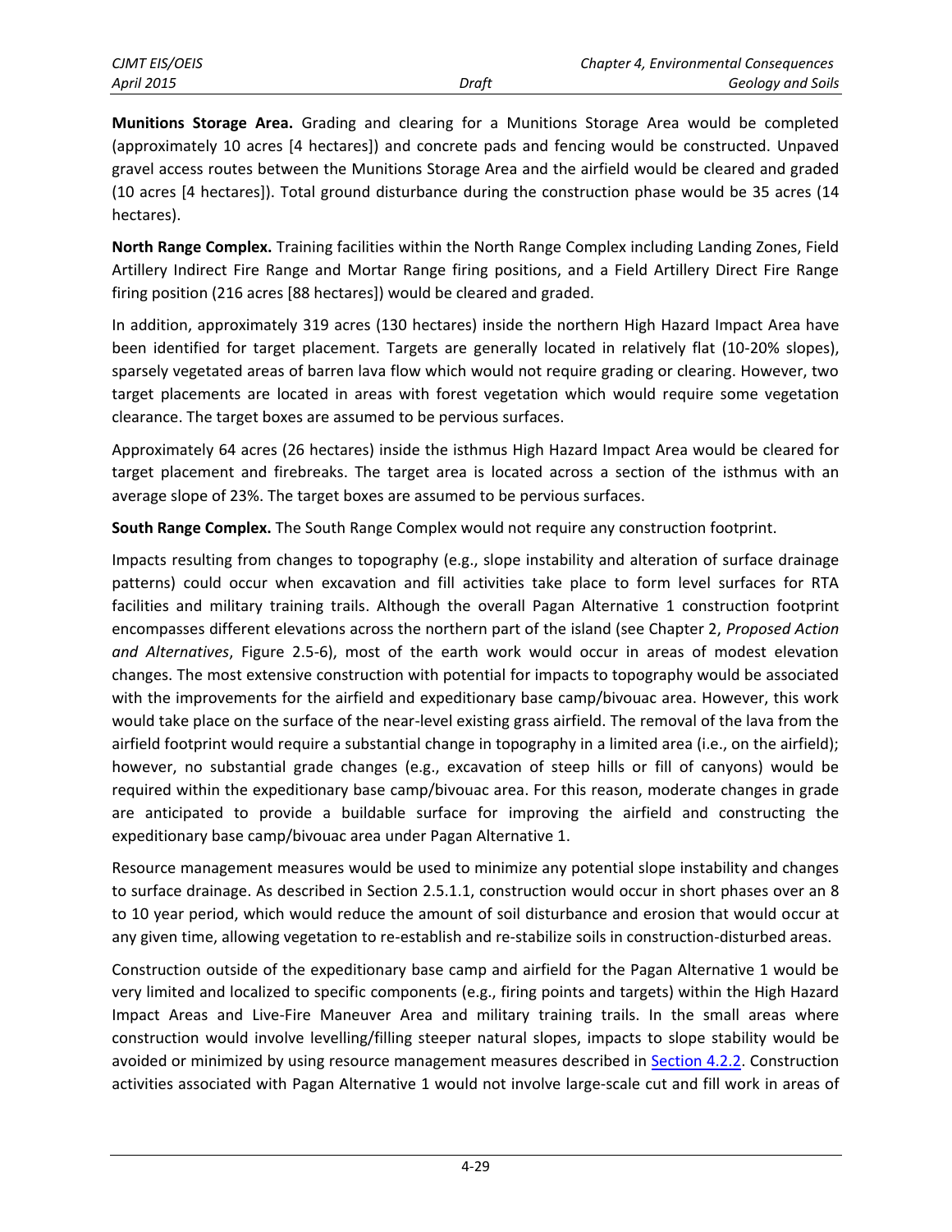**Munitions Storage Area.** Grading and clearing for a Munitions Storage Area would be completed (approximately 10 acres [4 hectares]) and concrete pads and fencing would be constructed. Unpaved gravel access routes between the Munitions Storage Area and the airfield would be cleared and graded (10 acres [4 hectares]). Total ground disturbance during the construction phase would be 35 acres (14 hectares).

**North Range Complex.** Training facilities within the North Range Complex including Landing Zones, Field Artillery Indirect Fire Range and Mortar Range firing positions, and a Field Artillery Direct Fire Range firing position (216 acres [88 hectares]) would be cleared and graded.

In addition, approximately 319 acres (130 hectares) inside the northern High Hazard Impact Area have been identified for target placement. Targets are generally located in relatively flat (10-20% slopes), sparsely vegetated areas of barren lava flow which would not require grading or clearing. However, two target placements are located in areas with forest vegetation which would require some vegetation clearance. The target boxes are assumed to be pervious surfaces.

Approximately 64 acres (26 hectares) inside the isthmus High Hazard Impact Area would be cleared for target placement and firebreaks. The target area is located across a section of the isthmus with an average slope of 23%. The target boxes are assumed to be pervious surfaces.

**South Range Complex.** The South Range Complex would not require any construction footprint.

Impacts resulting from changes to topography (e.g., slope instability and alteration of surface drainage patterns) could occur when excavation and fill activities take place to form level surfaces for RTA facilities and military training trails. Although the overall Pagan Alternative 1 construction footprint encompasses different elevations across the northern part of the island (see Chapter 2, *Proposed Action and Alternatives*, Figure 2.5-6), most of the earth work would occur in areas of modest elevation changes. The most extensive construction with potential for impacts to topography would be associated with the improvements for the airfield and expeditionary base camp/bivouac area. However, this work would take place on the surface of the near-level existing grass airfield. The removal of the lava from the airfield footprint would require a substantial change in topography in a limited area (i.e., on the airfield); however, no substantial grade changes (e.g., excavation of steep hills or fill of canyons) would be required within the expeditionary base camp/bivouac area. For this reason, moderate changes in grade are anticipated to provide a buildable surface for improving the airfield and constructing the expeditionary base camp/bivouac area under Pagan Alternative 1.

Resource management measures would be used to minimize any potential slope instability and changes to surface drainage. As described in Section 2.5.1.1, construction would occur in short phases over an 8 to 10 year period, which would reduce the amount of soil disturbance and erosion that would occur at any given time, allowing vegetation to re-establish and re-stabilize soils in construction-disturbed areas.

Construction outside of the expeditionary base camp and airfield for the Pagan Alternative 1 would be very limited and localized to specific components (e.g., firing points and targets) within the High Hazard Impact Areas and Live-Fire Maneuver Area and military training trails. In the small areas where construction would involve levelling/filling steeper natural slopes, impacts to slope stability would be avoided or minimized by using resource management measures described in Section 4.2.2. Construction activities associated with Pagan Alternative 1 would not involve large-scale cut and fill work in areas of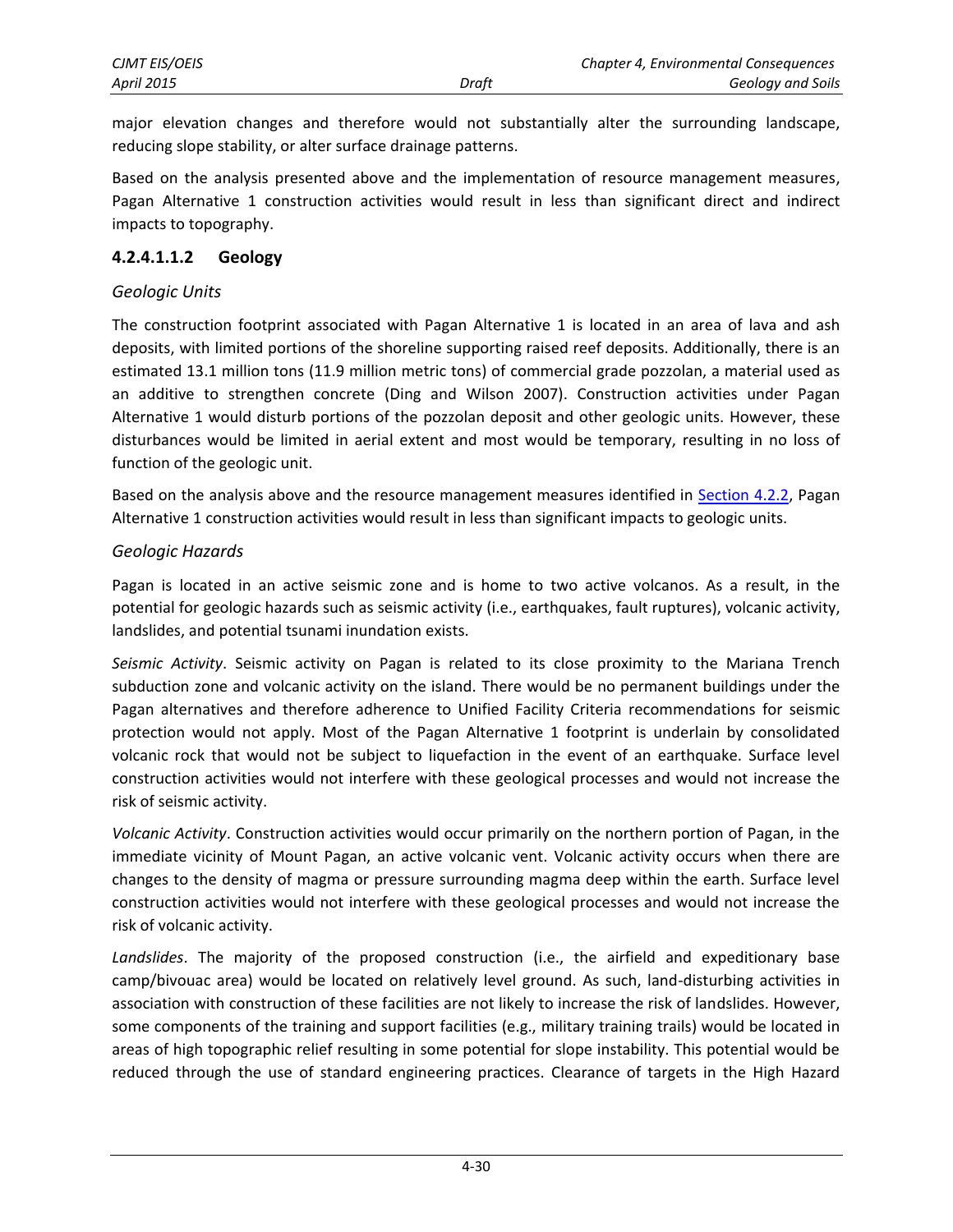major elevation changes and therefore would not substantially alter the surrounding landscape, reducing slope stability, or alter surface drainage patterns.

Based on the analysis presented above and the implementation of resource management measures, Pagan Alternative 1 construction activities would result in less than significant direct and indirect impacts to topography.

#### 4.2.4.1.1.2 Geology

*Geologic Units*

The construction footprint associated with Pagan Alternative 1 is located in an area of lava and ash deposits, with limited portions of the shoreline supporting raised reef deposits. Additionally, there is an estimated 13.1 million tons (11.9 million metric tons) of commercial grade pozzolan, a material used as an additive to strengthen concrete (Ding and Wilson 2007). Construction activities under Pagan Alternative 1 would disturb portions of the pozzolan deposit and other geologic units. However, these disturbances would be limited in aerial extent and most would be temporary, resulting in no loss of function of the geologic unit.

Based on the analysis above and the resource management measures identified in Section 4.2.2, Pagan Alternative 1 construction activities would result in less than significant impacts to geologic units.

*Geologic Hazards*

Pagan is located in an active seismic zone and is home to two active volcanos. As a result, in the potential for geologic hazards such as seismic activity (i.e., earthquakes, fault ruptures), volcanic activity, landslides, and potential tsunami inundation exists.

*Seismic Activity*. Seismic activity on Pagan is related to its close proximity to the Mariana Trench subduction zone and volcanic activity on the island. There would be no permanent buildings under the Pagan alternatives and therefore adherence to Unified Facility Criteria recommendations for seismic protection would not apply. Most of the Pagan Alternative 1 footprint is underlain by consolidated volcanic rock that would not be subject to liquefaction in the event of an earthquake. Surface level construction activities would not interfere with these geological processes and would not increase the risk of seismic activity.

*Volcanic Activity*. Construction activities would occur primarily on the northern portion of Pagan, in the immediate vicinity of Mount Pagan, an active volcanic vent. Volcanic activity occurs when there are changes to the density of magma or pressure surrounding magma deep within the earth. Surface level construction activities would not interfere with these geological processes and would not increase the risk of volcanic activity.

*Landslides*. The majority of the proposed construction (i.e., the airfield and expeditionary base camp/bivouac area) would be located on relatively level ground. As such, land-disturbing activities in association with construction of these facilities are not likely to increase the risk of landslides. However, some components of the training and support facilities (e.g., military training trails) would be located in areas of high topographic relief resulting in some potential for slope instability. This potential would be reduced through the use of standard engineering practices. Clearance of targets in the High Hazard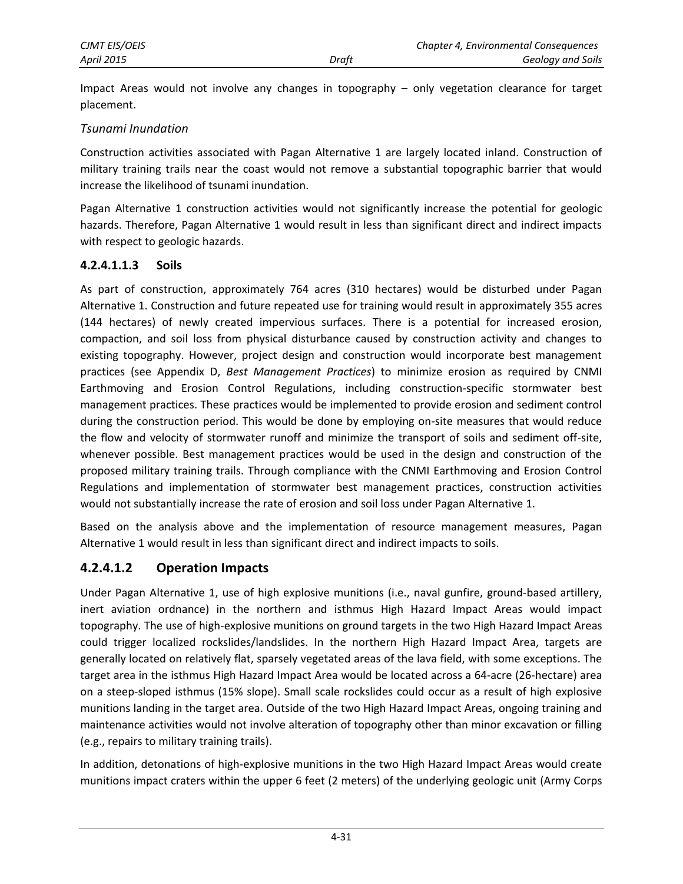Impact Areas would not involve any changes in topography – only vegetation clearance for target placement.

*Tsunami Inundation*

Construction activities associated with Pagan Alternative 1 are largely located inland. Construction of military training trails near the coast would not remove a substantial topographic barrier that would increase the likelihood of tsunami inundation.

Pagan Alternative 1 construction activities would not significantly increase the potential for geologic hazards. Therefore, Pagan Alternative 1 would result in less than significant direct and indirect impacts with respect to geologic hazards.

### 4.2.4.1.1.3 Soils

As part of construction, approximately 764 acres (310 hectares) would be disturbed under Pagan Alternative 1. Construction and future repeated use for training would result in approximately 355 acres (144 hectares) of newly created impervious surfaces. There is a potential for increased erosion, compaction, and soil loss from physical disturbance caused by construction activity and changes to existing topography. However, project design and construction would incorporate best management practices (see Appendix D, *Best Management Practices*) to minimize erosion as required by CNMI Earthmoving and Erosion Control Regulations, including construction-specific stormwater best management practices. These practices would be implemented to provide erosion and sediment control during the construction period. This would be done by employing on-site measures that would reduce the flow and velocity of stormwater runoff and minimize the transport of soils and sediment off-site, whenever possible. Best management practices would be used in the design and construction of the proposed military training trails. Through compliance with the CNMI Earthmoving and Erosion Control Regulations and implementation of stormwater best management practices, construction activities would not substantially increase the rate of erosion and soil loss under Pagan Alternative 1.

Based on the analysis above and the implementation of resource management measures, Pagan Alternative 1 would result in less than significant direct and indirect impacts to soils.

## 4.2.4.1.2 Operation Impacts

Under Pagan Alternative 1, use of high explosive munitions (i.e., naval gunfire, ground-based artillery, inert aviation ordnance) in the northern and isthmus High Hazard Impact Areas would impact topography. The use of high-explosive munitions on ground targets in the two High Hazard Impact Areas could trigger localized rockslides/landslides. In the northern High Hazard Impact Area, targets are generally located on relatively flat, sparsely vegetated areas of the lava field, with some exceptions. The target area in the isthmus High Hazard Impact Area would be located across a 64-acre (26-hectare) area on a steep-sloped isthmus (15% slope). Small scale rockslides could occur as a result of high explosive munitions landing in the target area. Outside of the two High Hazard Impact Areas, ongoing training and maintenance activities would not involve alteration of topography other than minor excavation or filling (e.g., repairs to military training trails).

In addition, detonations of high-explosive munitions in the two High Hazard Impact Areas would create munitions impact craters within the upper 6 feet (2 meters) of the underlying geologic unit (Army Corps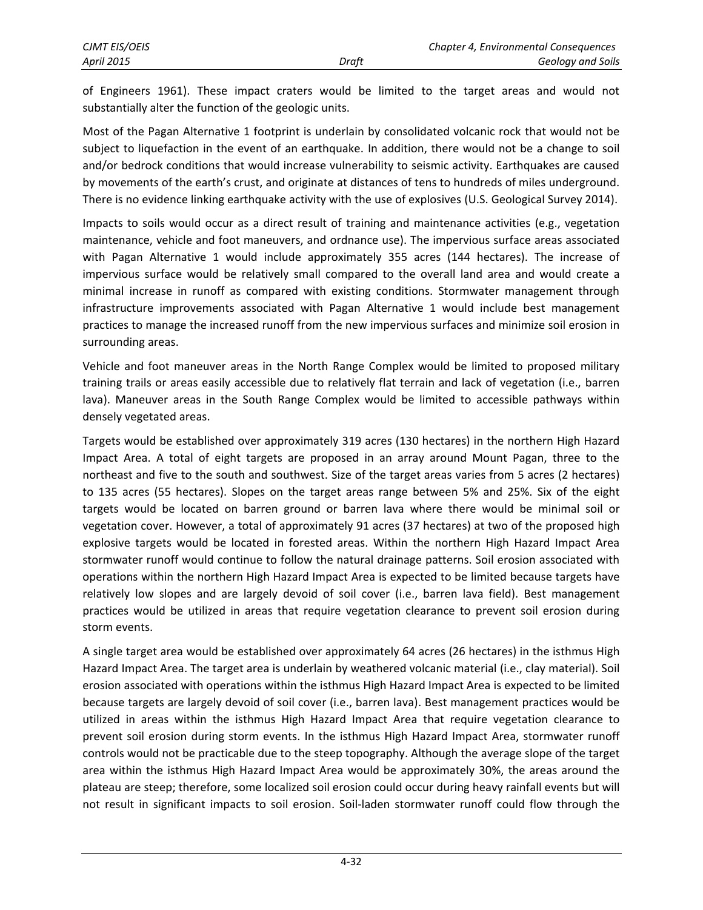of Engineers 1961). These impact craters would be limited to the target areas and would not substantially alter the function of the geologic units.

Most of the Pagan Alternative 1 footprint is underlain by consolidated volcanic rock that would not be subject to liquefaction in the event of an earthquake. In addition, there would not be a change to soil and/or bedrock conditions that would increase vulnerability to seismic activity. Earthquakes are caused by movements of the earth's crust, and originate at distances of tens to hundreds of miles underground. There is no evidence linking earthquake activity with the use of explosives (U.S. Geological Survey 2014).

Impacts to soils would occur as a direct result of training and maintenance activities (e.g., vegetation maintenance, vehicle and foot maneuvers, and ordnance use). The impervious surface areas associated with Pagan Alternative 1 would include approximately 355 acres (144 hectares). The increase of impervious surface would be relatively small compared to the overall land area and would create a minimal increase in runoff as compared with existing conditions. Stormwater management through infrastructure improvements associated with Pagan Alternative 1 would include best management practices to manage the increased runoff from the new impervious surfaces and minimize soil erosion in surrounding areas.

Vehicle and foot maneuver areas in the North Range Complex would be limited to proposed military training trails or areas easily accessible due to relatively flat terrain and lack of vegetation (i.e., barren lava). Maneuver areas in the South Range Complex would be limited to accessible pathways within densely vegetated areas.

Targets would be established over approximately 319 acres (130 hectares) in the northern High Hazard Impact Area. A total of eight targets are proposed in an array around Mount Pagan, three to the northeast and five to the south and southwest. Size of the target areas varies from 5 acres (2 hectares) to 135 acres (55 hectares). Slopes on the target areas range between 5% and 25%. Six of the eight targets would be located on barren ground or barren lava where there would be minimal soil or vegetation cover. However, a total of approximately 91 acres (37 hectares) at two of the proposed high explosive targets would be located in forested areas. Within the northern High Hazard Impact Area stormwater runoff would continue to follow the natural drainage patterns. Soil erosion associated with operations within the northern High Hazard Impact Area is expected to be limited because targets have relatively low slopes and are largely devoid of soil cover (i.e., barren lava field). Best management practices would be utilized in areas that require vegetation clearance to prevent soil erosion during storm events.

A single target area would be established over approximately 64 acres (26 hectares) in the isthmus High Hazard Impact Area. The target area is underlain by weathered volcanic material (i.e., clay material). Soil erosion associated with operations within the isthmus High Hazard Impact Area is expected to be limited because targets are largely devoid of soil cover (i.e., barren lava). Best management practices would be utilized in areas within the isthmus High Hazard Impact Area that require vegetation clearance to prevent soil erosion during storm events. In the isthmus High Hazard Impact Area, stormwater runoff controls would not be practicable due to the steep topography. Although the average slope of the target area within the isthmus High Hazard Impact Area would be approximately 30%, the areas around the plateau are steep; therefore, some localized soil erosion could occur during heavy rainfall events but will not result in significant impacts to soil erosion. Soil-laden stormwater runoff could flow through the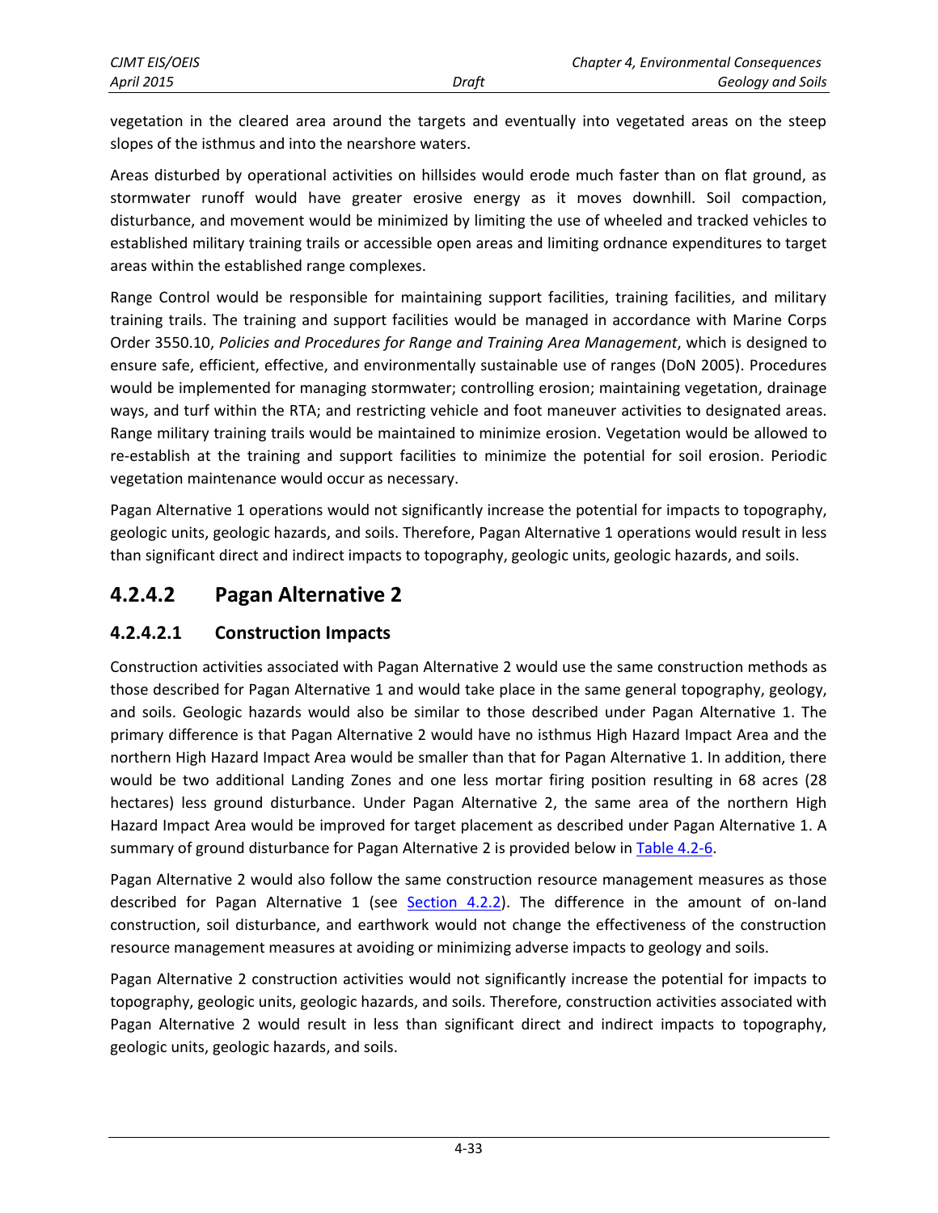vegetation in the cleared area around the targets and eventually into vegetated areas on the steep slopes of the isthmus and into the nearshore waters.

Areas disturbed by operational activities on hillsides would erode much faster than on flat ground, as stormwater runoff would have greater erosive energy as it moves downhill. Soil compaction, disturbance, and movement would be minimized by limiting the use of wheeled and tracked vehicles to established military training trails or accessible open areas and limiting ordnance expenditures to target areas within the established range complexes.

Range Control would be responsible for maintaining support facilities, training facilities, and military training trails. The training and support facilities would be managed in accordance with Marine Corps Order 3550.10, *Policies and Procedures for Range and Training Area Management*, which is designed to ensure safe, efficient, effective, and environmentally sustainable use of ranges (DoN 2005). Procedures would be implemented for managing stormwater; controlling erosion; maintaining vegetation, drainage ways, and turf within the RTA; and restricting vehicle and foot maneuver activities to designated areas. Range military training trails would be maintained to minimize erosion. Vegetation would be allowed to re-establish at the training and support facilities to minimize the potential for soil erosion. Periodic vegetation maintenance would occur as necessary.

Pagan Alternative 1 operations would not significantly increase the potential for impacts to topography, geologic units, geologic hazards, and soils. Therefore, Pagan Alternative 1 operations would result in less than significant direct and indirect impacts to topography, geologic units, geologic hazards, and soils.

## 4.2.4.2 Pagan Alternative 2

### 4.2.4.2.1 Construction Impacts

Construction activities associated with Pagan Alternative 2 would use the same construction methods as those described for Pagan Alternative 1 and would take place in the same general topography, geology, and soils. Geologic hazards would also be similar to those described under Pagan Alternative 1. The primary difference is that Pagan Alternative 2 would have no isthmus High Hazard Impact Area and the northern High Hazard Impact Area would be smaller than that for Pagan Alternative 1. In addition, there would be two additional Landing Zones and one less mortar firing position resulting in 68 acres (28 hectares) less ground disturbance. Under Pagan Alternative 2, the same area of the northern High Hazard Impact Area would be improved for target placement as described under Pagan Alternative 1. A summary of ground disturbance for Pagan Alternative 2 is provided below in Table 4.2-6.

Pagan Alternative 2 would also follow the same construction resource management measures as those described for Pagan Alternative 1 (see Section 4.2.2). The difference in the amount of on-land construction, soil disturbance, and earthwork would not change the effectiveness of the construction resource management measures at avoiding or minimizing adverse impacts to geology and soils.

Pagan Alternative 2 construction activities would not significantly increase the potential for impacts to topography, geologic units, geologic hazards, and soils. Therefore, construction activities associated with Pagan Alternative 2 would result in less than significant direct and indirect impacts to topography, geologic units, geologic hazards, and soils.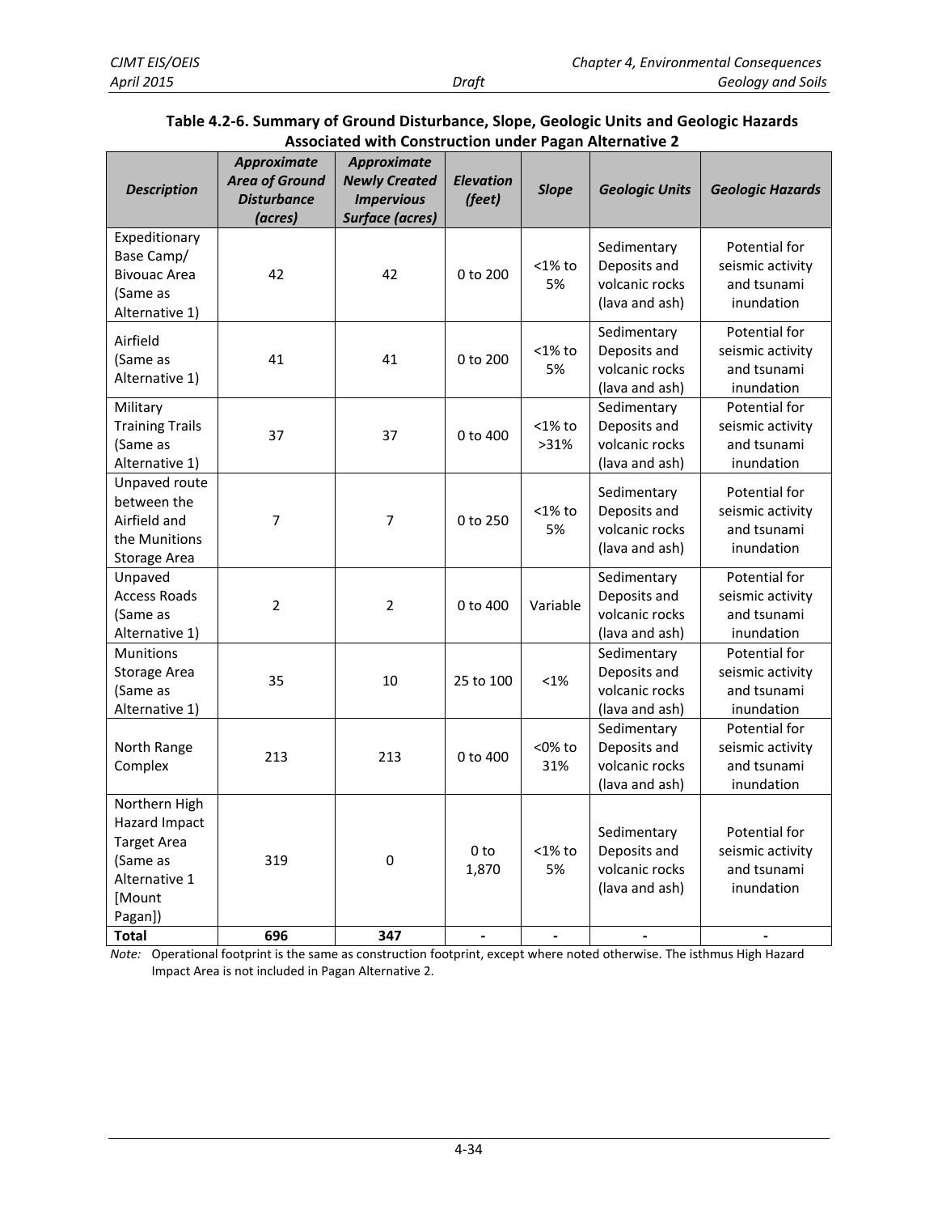**Table 4.2-6. Summary of Ground Disturbance, Slope, Geologic Units and Geologic Hazards Associated with Construction under Pagan Alternative 2**

| *Description* | *Approximate Area of Ground Disturbance (acres)* | *Approximate Newly Created Impervious Surface (acres)* | *Elevation (feet)* | *Slope* | *Geologic Units* | *Geologic Hazards* |
|---|---|---|---|---|---|---|
| Expeditionary Base Camp/ Bivouac Area (Same as Alternative 1) | 42 | 42 | 0 to 200 | <1% to 5% | Sedimentary Deposits and volcanic rocks (lava and ash) | Potential for seismic activity and tsunami inundation |
| Airfield (Same as Alternative 1) | 41 | 41 | 0 to 200 | <1% to 5% | Sedimentary Deposits and volcanic rocks (lava and ash) | Potential for seismic activity and tsunami inundation |
| Military Training Trails (Same as Alternative 1) | 37 | 37 | 0 to 400 | <1% to >31% | Sedimentary Deposits and volcanic rocks (lava and ash) | Potential for seismic activity and tsunami inundation |
| Unpaved route between the Airfield and the Munitions Storage Area | 7 | 7 | 0 to 250 | <1% to 5% | Sedimentary Deposits and volcanic rocks (lava and ash) | Potential for seismic activity and tsunami inundation |
| Unpaved Access Roads (Same as Alternative 1) | 2 | 2 | 0 to 400 | Variable | Sedimentary Deposits and volcanic rocks (lava and ash) | Potential for seismic activity and tsunami inundation |
| Munitions Storage Area (Same as Alternative 1) | 35 | 10 | 25 to 100 | <1% | Sedimentary Deposits and volcanic rocks (lava and ash) | Potential for seismic activity and tsunami inundation |
| North Range Complex | 213 | 213 | 0 to 400 | <0% to 31% | Sedimentary Deposits and volcanic rocks (lava and ash) | Potential for seismic activity and tsunami inundation |
| Northern High Hazard Impact Target Area (Same as Alternative 1 [Mount Pagan]) | 319 | 0 | 0 to 1,870 | <1% to 5% | Sedimentary Deposits and volcanic rocks (lava and ash) | Potential for seismic activity and tsunami inundation |
| **Total** | **696** | **347** | - | - | - | - |

*Note:* Operational footprint is the same as construction footprint, except where noted otherwise. The isthmus High Hazard Impact Area is not included in Pagan Alternative 2.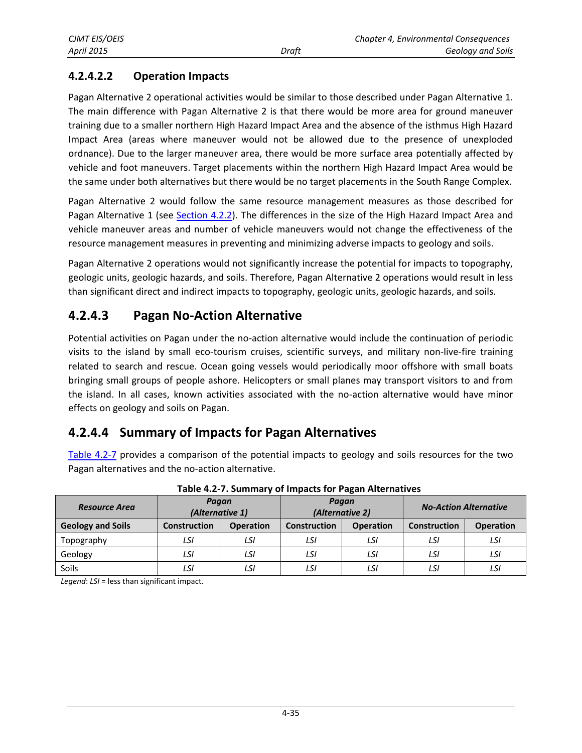#### 4.2.4.2.2 Operation Impacts

Pagan Alternative 2 operational activities would be similar to those described under Pagan Alternative 1. The main difference with Pagan Alternative 2 is that there would be more area for ground maneuver training due to a smaller northern High Hazard Impact Area and the absence of the isthmus High Hazard Impact Area (areas where maneuver would not be allowed due to the presence of unexploded ordnance). Due to the larger maneuver area, there would be more surface area potentially affected by vehicle and foot maneuvers. Target placements within the northern High Hazard Impact Area would be the same under both alternatives but there would be no target placements in the South Range Complex.

Pagan Alternative 2 would follow the same resource management measures as those described for Pagan Alternative 1 (see Section 4.2.2). The differences in the size of the High Hazard Impact Area and vehicle maneuver areas and number of vehicle maneuvers would not change the effectiveness of the resource management measures in preventing and minimizing adverse impacts to geology and soils.

Pagan Alternative 2 operations would not significantly increase the potential for impacts to topography, geologic units, geologic hazards, and soils. Therefore, Pagan Alternative 2 operations would result in less than significant direct and indirect impacts to topography, geologic units, geologic hazards, and soils.

## 4.2.4.3 Pagan No-Action Alternative

Potential activities on Pagan under the no-action alternative would include the continuation of periodic visits to the island by small eco-tourism cruises, scientific surveys, and military non-live-fire training related to search and rescue. Ocean going vessels would periodically moor offshore with small boats bringing small groups of people ashore. Helicopters or small planes may transport visitors to and from the island. In all cases, known activities associated with the no-action alternative would have minor effects on geology and soils on Pagan.

## 4.2.4.4 Summary of Impacts for Pagan Alternatives

Table 4.2-7 provides a comparison of the potential impacts to geology and soils resources for the two Pagan alternatives and the no-action alternative.

**Table 4.2-7. Summary of Impacts for Pagan Alternatives**

| *Resource Area* | *Pagan (Alternative 1)* | | *Pagan (Alternative 2)* | | *No-Action Alternative* | |
|---|---|---|---|---|---|---|
| **Geology and Soils** | **Construction** | **Operation** | **Construction** | **Operation** | **Construction** | **Operation** |
| Topography | *LSI* | *LSI* | *LSI* | *LSI* | *LSI* | *LSI* |
| Geology | *LSI* | *LSI* | *LSI* | *LSI* | *LSI* | *LSI* |
| Soils | *LSI* | *LSI* | *LSI* | *LSI* | *LSI* | *LSI* |

*Legend*: *LSI* = less than significant impact.